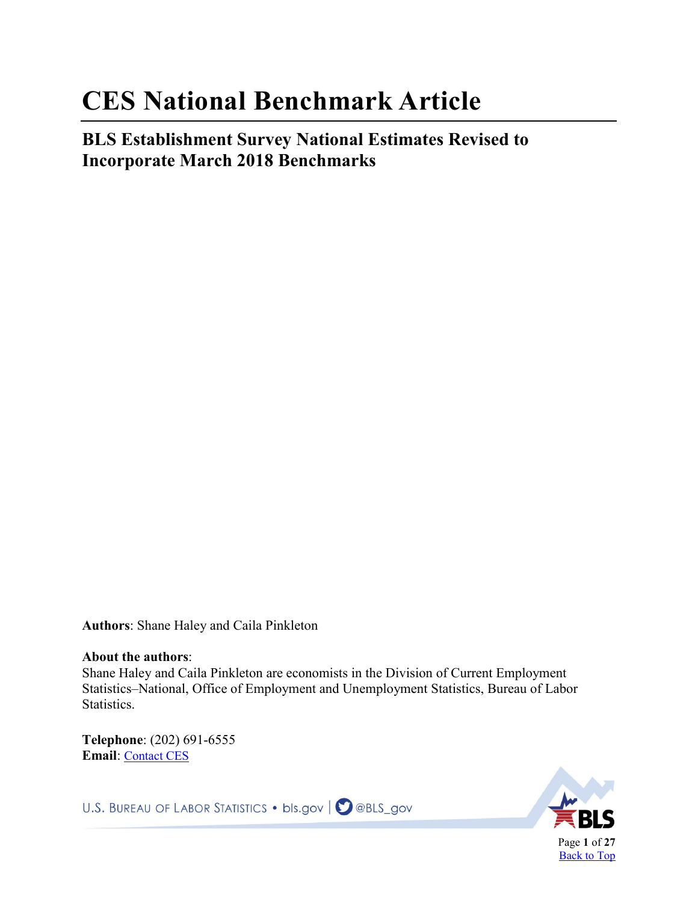# CES National Benchmark Article

## BLS Establishment Survey National Estimates Revised to Incorporate March 2018 Benchmarks

**Authors**: Shane Haley and Caila Pinkleton

**About the authors**:
Shane Haley and Caila Pinkleton are economists in the Division of Current Employment Statistics–National, Office of Employment and Unemployment Statistics, Bureau of Labor Statistics.

**Telephone**: (202) 691-6555
**Email**: Contact CES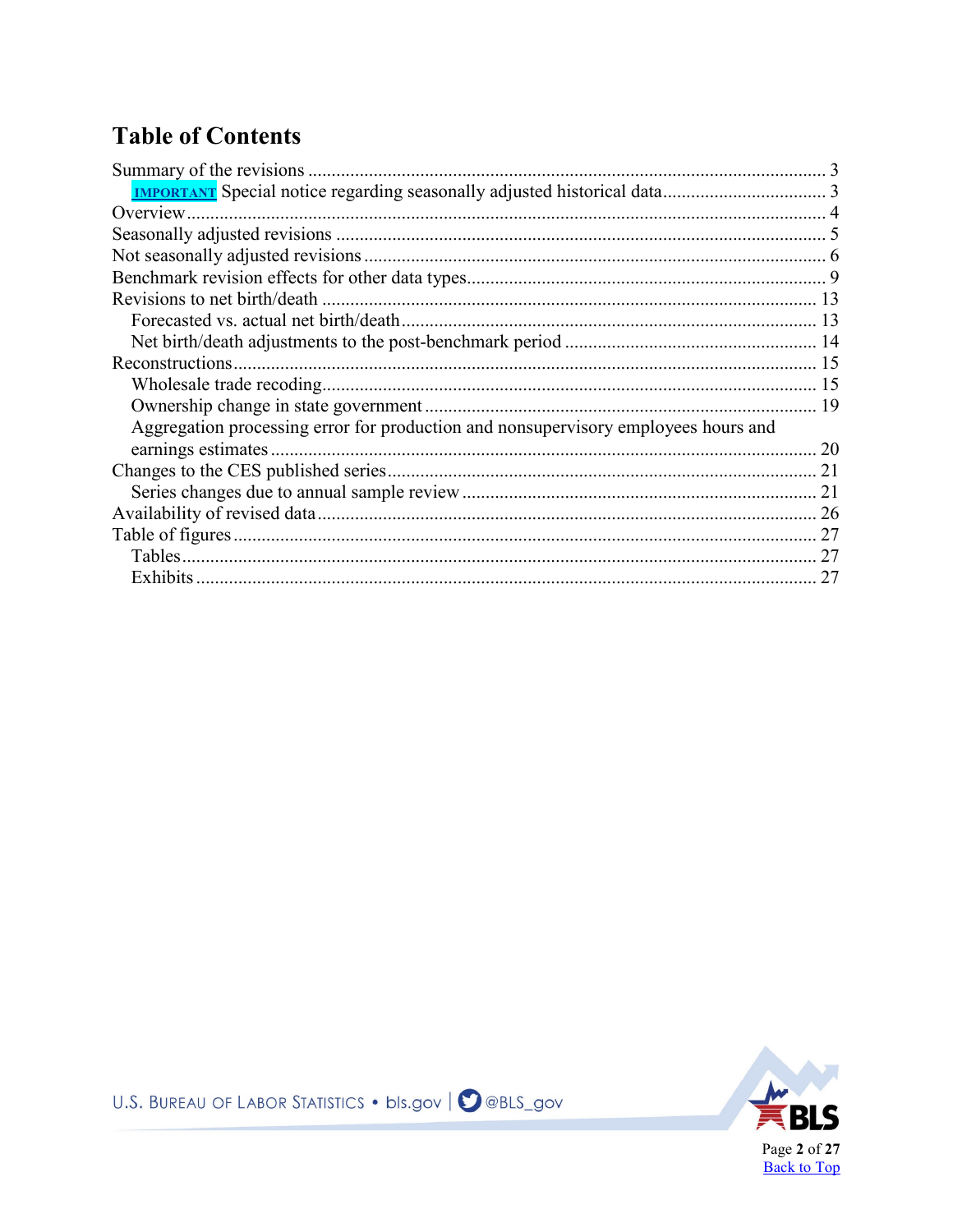# Table of Contents

- Summary of the revisions ... 3
  - **IMPORTANT** Special notice regarding seasonally adjusted historical data ... 3
- Overview ... 4
- Seasonally adjusted revisions ... 5
- Not seasonally adjusted revisions ... 6
- Benchmark revision effects for other data types ... 9
- Revisions to net birth/death ... 13
  - Forecasted vs. actual net birth/death ... 13
  - Net birth/death adjustments to the post-benchmark period ... 14
- Reconstructions ... 15
  - Wholesale trade recoding ... 15
  - Ownership change in state government ... 19
  - Aggregation processing error for production and nonsupervisory employees hours and earnings estimates ... 20
- Changes to the CES published series ... 21
  - Series changes due to annual sample review ... 21
- Availability of revised data ... 26
- Table of figures ... 27
  - Tables ... 27
  - Exhibits ... 27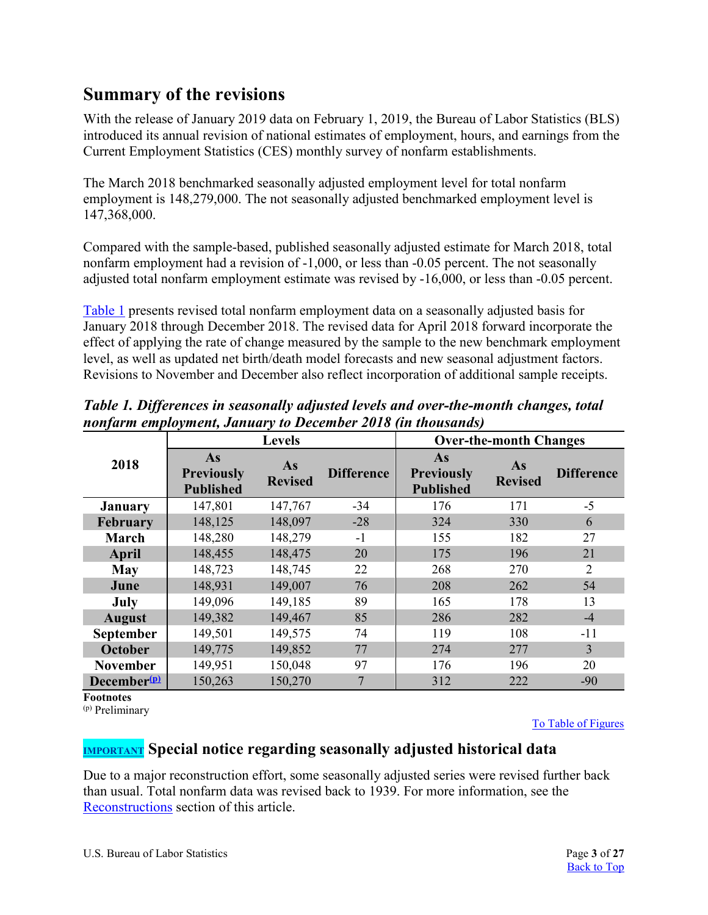## Summary of the revisions

With the release of January 2019 data on February 1, 2019, the Bureau of Labor Statistics (BLS) introduced its annual revision of national estimates of employment, hours, and earnings from the Current Employment Statistics (CES) monthly survey of nonfarm establishments.

The March 2018 benchmarked seasonally adjusted employment level for total nonfarm employment is 148,279,000. The not seasonally adjusted benchmarked employment level is 147,368,000.

Compared with the sample-based, published seasonally adjusted estimate for March 2018, total nonfarm employment had a revision of -1,000, or less than -0.05 percent. The not seasonally adjusted total nonfarm employment estimate was revised by -16,000, or less than -0.05 percent.

Table 1 presents revised total nonfarm employment data on a seasonally adjusted basis for January 2018 through December 2018. The revised data for April 2018 forward incorporate the effect of applying the rate of change measured by the sample to the new benchmark employment level, as well as updated net birth/death model forecasts and new seasonal adjustment factors. Revisions to November and December also reflect incorporation of additional sample receipts.

***Table 1. Differences in seasonally adjusted levels and over-the-month changes, total nonfarm employment, January to December 2018 (in thousands)***

| 2018 | Levels | | | Over-the-month Changes | | |
|---|---|---|---|---|---|---|
| | As Previously Published | As Revised | Difference | As Previously Published | As Revised | Difference |
| January | 147,801 | 147,767 | -34 | 176 | 171 | -5 |
| February | 148,125 | 148,097 | -28 | 324 | 330 | 6 |
| March | 148,280 | 148,279 | -1 | 155 | 182 | 27 |
| April | 148,455 | 148,475 | 20 | 175 | 196 | 21 |
| May | 148,723 | 148,745 | 22 | 268 | 270 | 2 |
| June | 148,931 | 149,007 | 76 | 208 | 262 | 54 |
| July | 149,096 | 149,185 | 89 | 165 | 178 | 13 |
| August | 149,382 | 149,467 | 85 | 286 | 282 | -4 |
| September | 149,501 | 149,575 | 74 | 119 | 108 | -11 |
| October | 149,775 | 149,852 | 77 | 274 | 277 | 3 |
| November | 149,951 | 150,048 | 97 | 176 | 196 | 20 |
| December[(p)] | 150,263 | 150,270 | 7 | 312 | 222 | -90 |

**Footnotes**
(p) Preliminary

To Table of Figures

## IMPORTANT Special notice regarding seasonally adjusted historical data

Due to a major reconstruction effort, some seasonally adjusted series were revised further back than usual. Total nonfarm data was revised back to 1939. For more information, see the Reconstructions section of this article.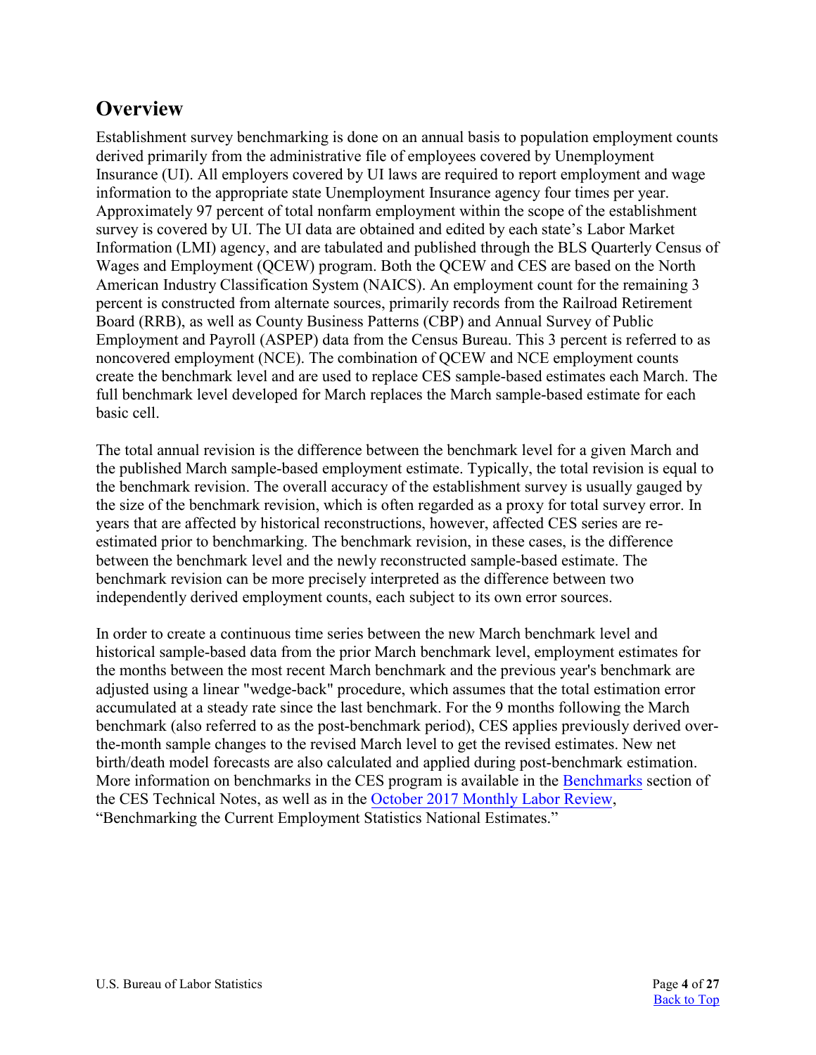## Overview

Establishment survey benchmarking is done on an annual basis to population employment counts derived primarily from the administrative file of employees covered by Unemployment Insurance (UI). All employers covered by UI laws are required to report employment and wage information to the appropriate state Unemployment Insurance agency four times per year. Approximately 97 percent of total nonfarm employment within the scope of the establishment survey is covered by UI. The UI data are obtained and edited by each state's Labor Market Information (LMI) agency, and are tabulated and published through the BLS Quarterly Census of Wages and Employment (QCEW) program. Both the QCEW and CES are based on the North American Industry Classification System (NAICS). An employment count for the remaining 3 percent is constructed from alternate sources, primarily records from the Railroad Retirement Board (RRB), as well as County Business Patterns (CBP) and Annual Survey of Public Employment and Payroll (ASPEP) data from the Census Bureau. This 3 percent is referred to as noncovered employment (NCE). The combination of QCEW and NCE employment counts create the benchmark level and are used to replace CES sample-based estimates each March. The full benchmark level developed for March replaces the March sample-based estimate for each basic cell.

The total annual revision is the difference between the benchmark level for a given March and the published March sample-based employment estimate. Typically, the total revision is equal to the benchmark revision. The overall accuracy of the establishment survey is usually gauged by the size of the benchmark revision, which is often regarded as a proxy for total survey error. In years that are affected by historical reconstructions, however, affected CES series are re-estimated prior to benchmarking. The benchmark revision, in these cases, is the difference between the benchmark level and the newly reconstructed sample-based estimate. The benchmark revision can be more precisely interpreted as the difference between two independently derived employment counts, each subject to its own error sources.

In order to create a continuous time series between the new March benchmark level and historical sample-based data from the prior March benchmark level, employment estimates for the months between the most recent March benchmark and the previous year's benchmark are adjusted using a linear "wedge-back" procedure, which assumes that the total estimation error accumulated at a steady rate since the last benchmark. For the 9 months following the March benchmark (also referred to as the post-benchmark period), CES applies previously derived over-the-month sample changes to the revised March level to get the revised estimates. New net birth/death model forecasts are also calculated and applied during post-benchmark estimation. More information on benchmarks in the CES program is available in the Benchmarks section of the CES Technical Notes, as well as in the October 2017 Monthly Labor Review, "Benchmarking the Current Employment Statistics National Estimates."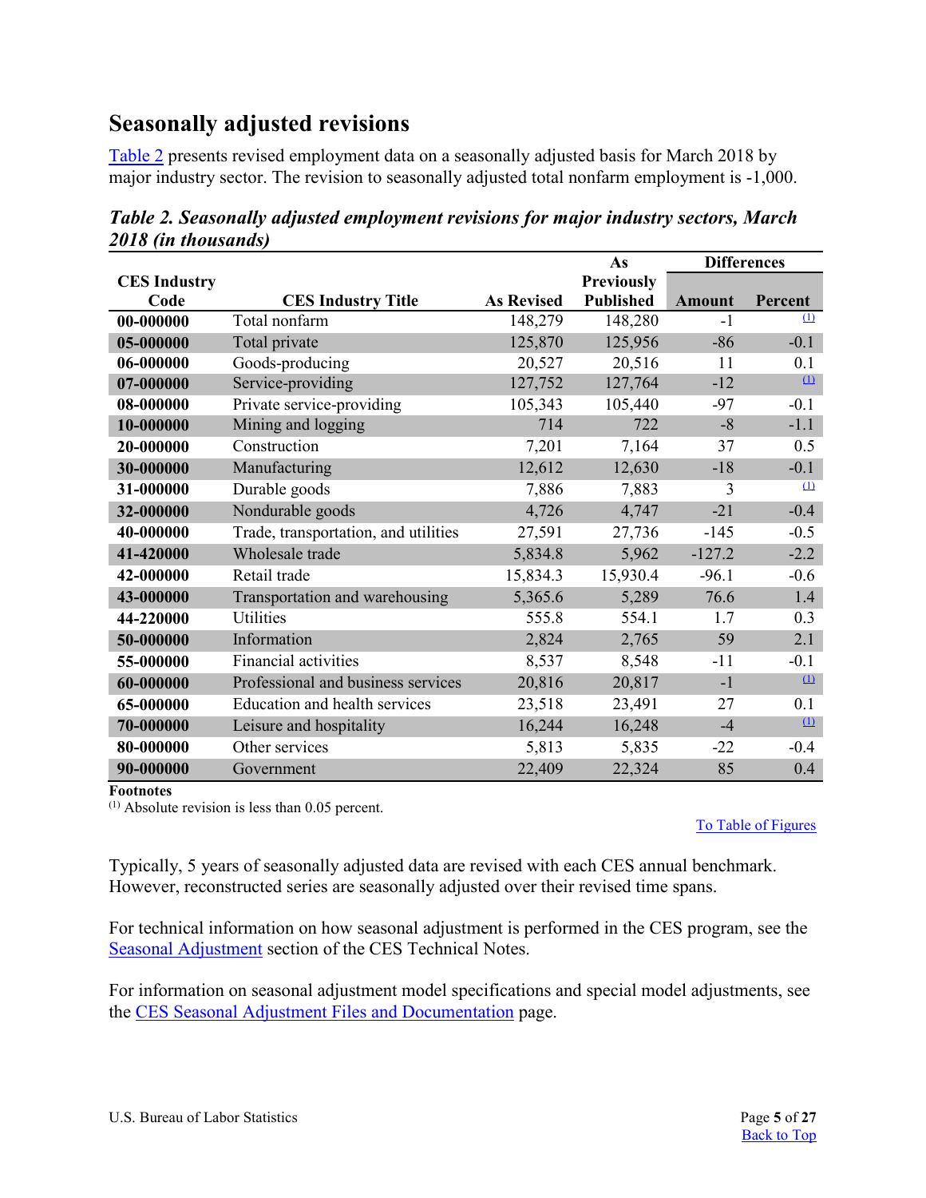## Seasonally adjusted revisions

Table 2 presents revised employment data on a seasonally adjusted basis for March 2018 by major industry sector. The revision to seasonally adjusted total nonfarm employment is -1,000.

*Table 2. Seasonally adjusted employment revisions for major industry sectors, March 2018 (in thousands)*

| CES Industry Code | CES Industry Title | As Revised | As Previously Published | Differences | |
|---|---|---|---|---|---|
| | | | | Amount | Percent |
| **00-000000** | Total nonfarm | 148,279 | 148,280 | -1 | [(1)] |
| **05-000000** | Total private | 125,870 | 125,956 | -86 | -0.1 |
| **06-000000** | Goods-producing | 20,527 | 20,516 | 11 | 0.1 |
| **07-000000** | Service-providing | 127,752 | 127,764 | -12 | [(1)] |
| **08-000000** | Private service-providing | 105,343 | 105,440 | -97 | -0.1 |
| **10-000000** | Mining and logging | 714 | 722 | -8 | -1.1 |
| **20-000000** | Construction | 7,201 | 7,164 | 37 | 0.5 |
| **30-000000** | Manufacturing | 12,612 | 12,630 | -18 | -0.1 |
| **31-000000** | Durable goods | 7,886 | 7,883 | 3 | [(1)] |
| **32-000000** | Nondurable goods | 4,726 | 4,747 | -21 | -0.4 |
| **40-000000** | Trade, transportation, and utilities | 27,591 | 27,736 | -145 | -0.5 |
| **41-420000** | Wholesale trade | 5,834.8 | 5,962 | -127.2 | -2.2 |
| **42-000000** | Retail trade | 15,834.3 | 15,930.4 | -96.1 | -0.6 |
| **43-000000** | Transportation and warehousing | 5,365.6 | 5,289 | 76.6 | 1.4 |
| **44-220000** | Utilities | 555.8 | 554.1 | 1.7 | 0.3 |
| **50-000000** | Information | 2,824 | 2,765 | 59 | 2.1 |
| **55-000000** | Financial activities | 8,537 | 8,548 | -11 | -0.1 |
| **60-000000** | Professional and business services | 20,816 | 20,817 | -1 | [(1)] |
| **65-000000** | Education and health services | 23,518 | 23,491 | 27 | 0.1 |
| **70-000000** | Leisure and hospitality | 16,244 | 16,248 | -4 | [(1)] |
| **80-000000** | Other services | 5,813 | 5,835 | -22 | -0.4 |
| **90-000000** | Government | 22,409 | 22,324 | 85 | 0.4 |

**Footnotes**
[(1)] Absolute revision is less than 0.05 percent.

To Table of Figures

Typically, 5 years of seasonally adjusted data are revised with each CES annual benchmark. However, reconstructed series are seasonally adjusted over their revised time spans.

For technical information on how seasonal adjustment is performed in the CES program, see the Seasonal Adjustment section of the CES Technical Notes.

For information on seasonal adjustment model specifications and special model adjustments, see the CES Seasonal Adjustment Files and Documentation page.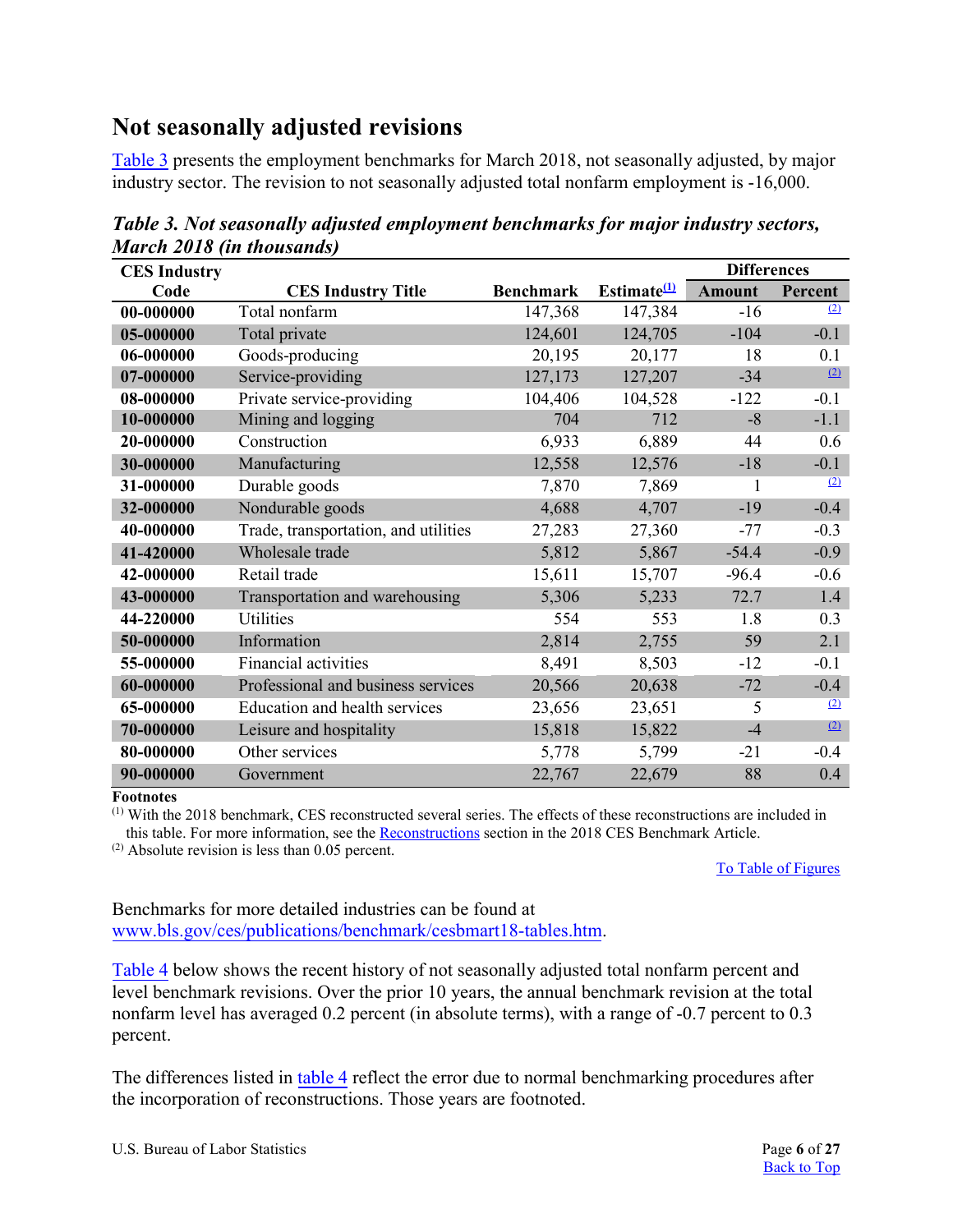## Not seasonally adjusted revisions

Table 3 presents the employment benchmarks for March 2018, not seasonally adjusted, by major industry sector. The revision to not seasonally adjusted total nonfarm employment is -16,000.

*Table 3. Not seasonally adjusted employment benchmarks for major industry sectors, March 2018 (in thousands)*

| CES Industry Code | CES Industry Title | Benchmark | Estimate(1) | Differences | |
|---|---|---|---|---|---|
| | | | | Amount | Percent |
| 00-000000 | Total nonfarm | 147,368 | 147,384 | -16 | (2) |
| 05-000000 | Total private | 124,601 | 124,705 | -104 | -0.1 |
| 06-000000 | Goods-producing | 20,195 | 20,177 | 18 | 0.1 |
| 07-000000 | Service-providing | 127,173 | 127,207 | -34 | (2) |
| 08-000000 | Private service-providing | 104,406 | 104,528 | -122 | -0.1 |
| 10-000000 | Mining and logging | 704 | 712 | -8 | -1.1 |
| 20-000000 | Construction | 6,933 | 6,889 | 44 | 0.6 |
| 30-000000 | Manufacturing | 12,558 | 12,576 | -18 | -0.1 |
| 31-000000 | Durable goods | 7,870 | 7,869 | 1 | (2) |
| 32-000000 | Nondurable goods | 4,688 | 4,707 | -19 | -0.4 |
| 40-000000 | Trade, transportation, and utilities | 27,283 | 27,360 | -77 | -0.3 |
| 41-420000 | Wholesale trade | 5,812 | 5,867 | -54.4 | -0.9 |
| 42-000000 | Retail trade | 15,611 | 15,707 | -96.4 | -0.6 |
| 43-000000 | Transportation and warehousing | 5,306 | 5,233 | 72.7 | 1.4 |
| 44-220000 | Utilities | 554 | 553 | 1.8 | 0.3 |
| 50-000000 | Information | 2,814 | 2,755 | 59 | 2.1 |
| 55-000000 | Financial activities | 8,491 | 8,503 | -12 | -0.1 |
| 60-000000 | Professional and business services | 20,566 | 20,638 | -72 | -0.4 |
| 65-000000 | Education and health services | 23,656 | 23,651 | 5 | (2) |
| 70-000000 | Leisure and hospitality | 15,818 | 15,822 | -4 | (2) |
| 80-000000 | Other services | 5,778 | 5,799 | -21 | -0.4 |
| 90-000000 | Government | 22,767 | 22,679 | 88 | 0.4 |

**Footnotes**
(1) With the 2018 benchmark, CES reconstructed several series. The effects of these reconstructions are included in this table. For more information, see the Reconstructions section in the 2018 CES Benchmark Article.
(2) Absolute revision is less than 0.05 percent.

To Table of Figures

Benchmarks for more detailed industries can be found at www.bls.gov/ces/publications/benchmark/cesbmart18-tables.htm.

Table 4 below shows the recent history of not seasonally adjusted total nonfarm percent and level benchmark revisions. Over the prior 10 years, the annual benchmark revision at the total nonfarm level has averaged 0.2 percent (in absolute terms), with a range of -0.7 percent to 0.3 percent.

The differences listed in table 4 reflect the error due to normal benchmarking procedures after the incorporation of reconstructions. Those years are footnoted.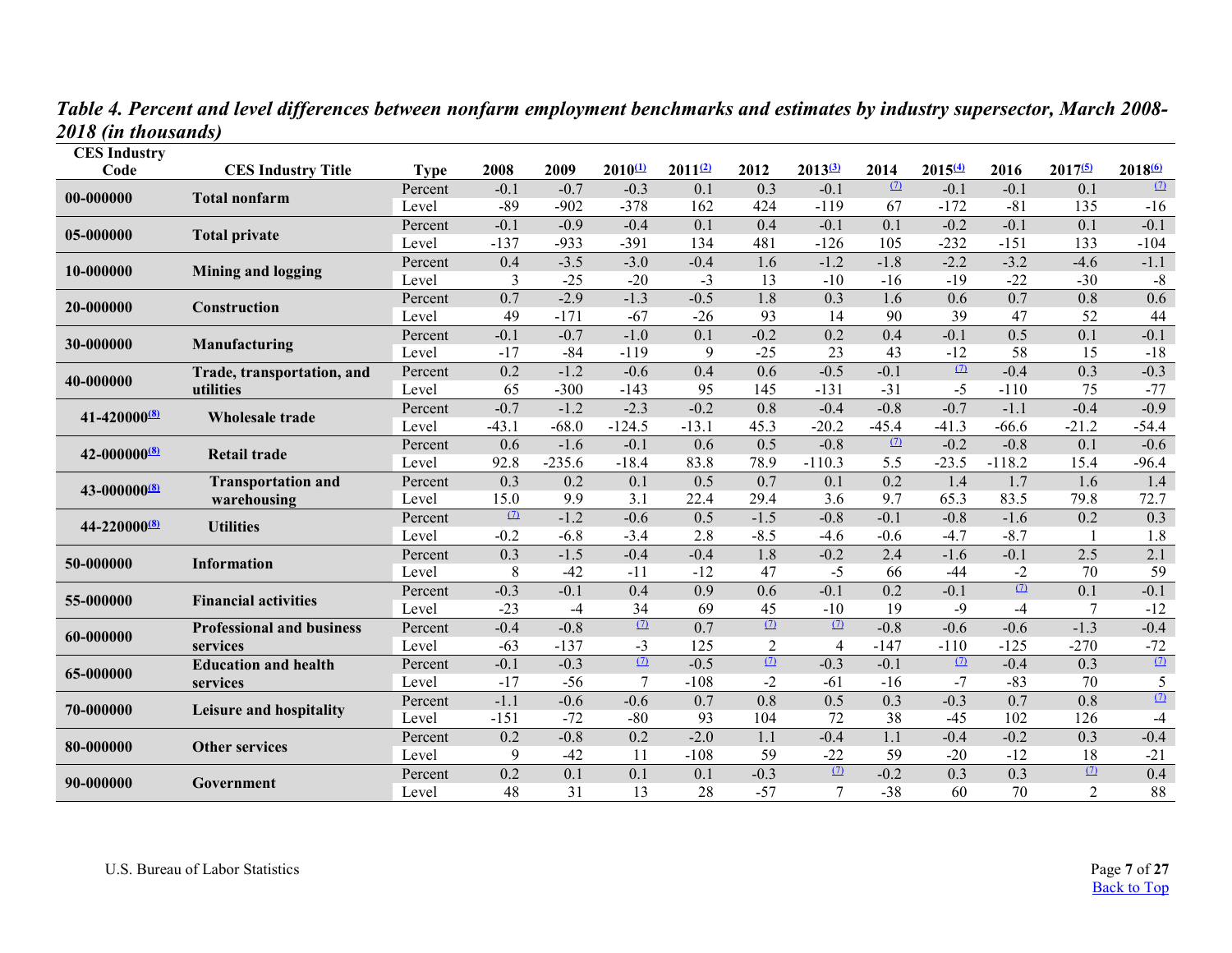*Table 4. Percent and level differences between nonfarm employment benchmarks and estimates by industry supersector, March 2008-2018 (in thousands)*

| CES Industry Code | CES Industry Title | Type | 2008 | 2009 | 2010[(1)] | 2011[(2)] | 2012 | 2013[(3)] | 2014 | 2015[(4)] | 2016 | 2017[(5)] | 2018[(6)] |
|---|---|---|---|---|---|---|---|---|---|---|---|---|---|
| 00-000000 | Total nonfarm | Percent | -0.1 | -0.7 | -0.3 | 0.1 | 0.3 | -0.1 | [(7)] | -0.1 | -0.1 | 0.1 | [(7)] |
| | | Level | -89 | -902 | -378 | 162 | 424 | -119 | 67 | -172 | -81 | 135 | -16 |
| 05-000000 | Total private | Percent | -0.1 | -0.9 | -0.4 | 0.1 | 0.4 | -0.1 | 0.1 | -0.2 | -0.1 | 0.1 | -0.1 |
| | | Level | -137 | -933 | -391 | 134 | 481 | -126 | 105 | -232 | -151 | 133 | -104 |
| 10-000000 | Mining and logging | Percent | 0.4 | -3.5 | -3.0 | -0.4 | 1.6 | -1.2 | -1.8 | -2.2 | -3.2 | -4.6 | -1.1 |
| | | Level | 3 | -25 | -20 | -3 | 13 | -10 | -16 | -19 | -22 | -30 | -8 |
| 20-000000 | Construction | Percent | 0.7 | -2.9 | -1.3 | -0.5 | 1.8 | 0.3 | 1.6 | 0.6 | 0.7 | 0.8 | 0.6 |
| | | Level | 49 | -171 | -67 | -26 | 93 | 14 | 90 | 39 | 47 | 52 | 44 |
| 30-000000 | Manufacturing | Percent | -0.1 | -0.7 | -1.0 | 0.1 | -0.2 | 0.2 | 0.4 | -0.1 | 0.5 | 0.1 | -0.1 |
| | | Level | -17 | -84 | -119 | 9 | -25 | 23 | 43 | -12 | 58 | 15 | -18 |
| 40-000000 | Trade, transportation, and utilities | Percent | 0.2 | -1.2 | -0.6 | 0.4 | 0.6 | -0.5 | -0.1 | [(7)] | -0.4 | 0.3 | -0.3 |
| | | Level | 65 | -300 | -143 | 95 | 145 | -131 | -31 | -5 | -110 | 75 | -77 |
| 41-420000[(8)] | Wholesale trade | Percent | -0.7 | -1.2 | -2.3 | -0.2 | 0.8 | -0.4 | -0.8 | -0.7 | -1.1 | -0.4 | -0.9 |
| | | Level | -43.1 | -68.0 | -124.5 | -13.1 | 45.3 | -20.2 | -45.4 | -41.3 | -66.6 | -21.2 | -54.4 |
| 42-000000[(8)] | Retail trade | Percent | 0.6 | -1.6 | -0.1 | 0.6 | 0.5 | -0.8 | [(7)] | -0.2 | -0.8 | 0.1 | -0.6 |
| | | Level | 92.8 | -235.6 | -18.4 | 83.8 | 78.9 | -110.3 | 5.5 | -23.5 | -118.2 | 15.4 | -96.4 |
| 43-000000[(8)] | Transportation and warehousing | Percent | 0.3 | 0.2 | 0.1 | 0.5 | 0.7 | 0.1 | 0.2 | 1.4 | 1.7 | 1.6 | 1.4 |
| | | Level | 15.0 | 9.9 | 3.1 | 22.4 | 29.4 | 3.6 | 9.7 | 65.3 | 83.5 | 79.8 | 72.7 |
| 44-220000[(8)] | Utilities | Percent | [(7)] | -1.2 | -0.6 | 0.5 | -1.5 | -0.8 | -0.1 | -0.8 | -1.6 | 0.2 | 0.3 |
| | | Level | -0.2 | -6.8 | -3.4 | 2.8 | -8.5 | -4.6 | -0.6 | -4.7 | -8.7 | 1 | 1.8 |
| 50-000000 | Information | Percent | 0.3 | -1.5 | -0.4 | -0.4 | 1.8 | -0.2 | 2.4 | -1.6 | -0.1 | 2.5 | 2.1 |
| | | Level | 8 | -42 | -11 | -12 | 47 | -5 | 66 | -44 | -2 | 70 | 59 |
| 55-000000 | Financial activities | Percent | -0.3 | -0.1 | 0.4 | 0.9 | 0.6 | -0.1 | 0.2 | -0.1 | [(7)] | 0.1 | -0.1 |
| | | Level | -23 | -4 | 34 | 69 | 45 | -10 | 19 | -9 | -4 | 7 | -12 |
| 60-000000 | Professional and business services | Percent | -0.4 | -0.8 | [(7)] | 0.7 | [(7)] | [(7)] | -0.8 | -0.6 | -0.6 | -1.3 | -0.4 |
| | | Level | -63 | -137 | -3 | 125 | 2 | 4 | -147 | -110 | -125 | -270 | -72 |
| 65-000000 | Education and health services | Percent | -0.1 | -0.3 | [(7)] | -0.5 | [(7)] | -0.3 | -0.1 | [(7)] | -0.4 | 0.3 | [(7)] |
| | | Level | -17 | -56 | 7 | -108 | -2 | -61 | -16 | -7 | -83 | 70 | 5 |
| 70-000000 | Leisure and hospitality | Percent | -1.1 | -0.6 | -0.6 | 0.7 | 0.8 | 0.5 | 0.3 | -0.3 | 0.7 | 0.8 | [(7)] |
| | | Level | -151 | -72 | -80 | 93 | 104 | 72 | 38 | -45 | 102 | 126 | -4 |
| 80-000000 | Other services | Percent | 0.2 | -0.8 | 0.2 | -2.0 | 1.1 | -0.4 | 1.1 | -0.4 | -0.2 | 0.3 | -0.4 |
| | | Level | 9 | -42 | 11 | -108 | 59 | -22 | 59 | -20 | -12 | 18 | -21 |
| 90-000000 | Government | Percent | 0.2 | 0.1 | 0.1 | 0.1 | -0.3 | [(7)] | -0.2 | 0.3 | 0.3 | [(7)] | 0.4 |
| | | Level | 48 | 31 | 13 | 28 | -57 | 7 | -38 | 60 | 70 | 2 | 88 |

U.S. Bureau of Labor Statistics

Back to Top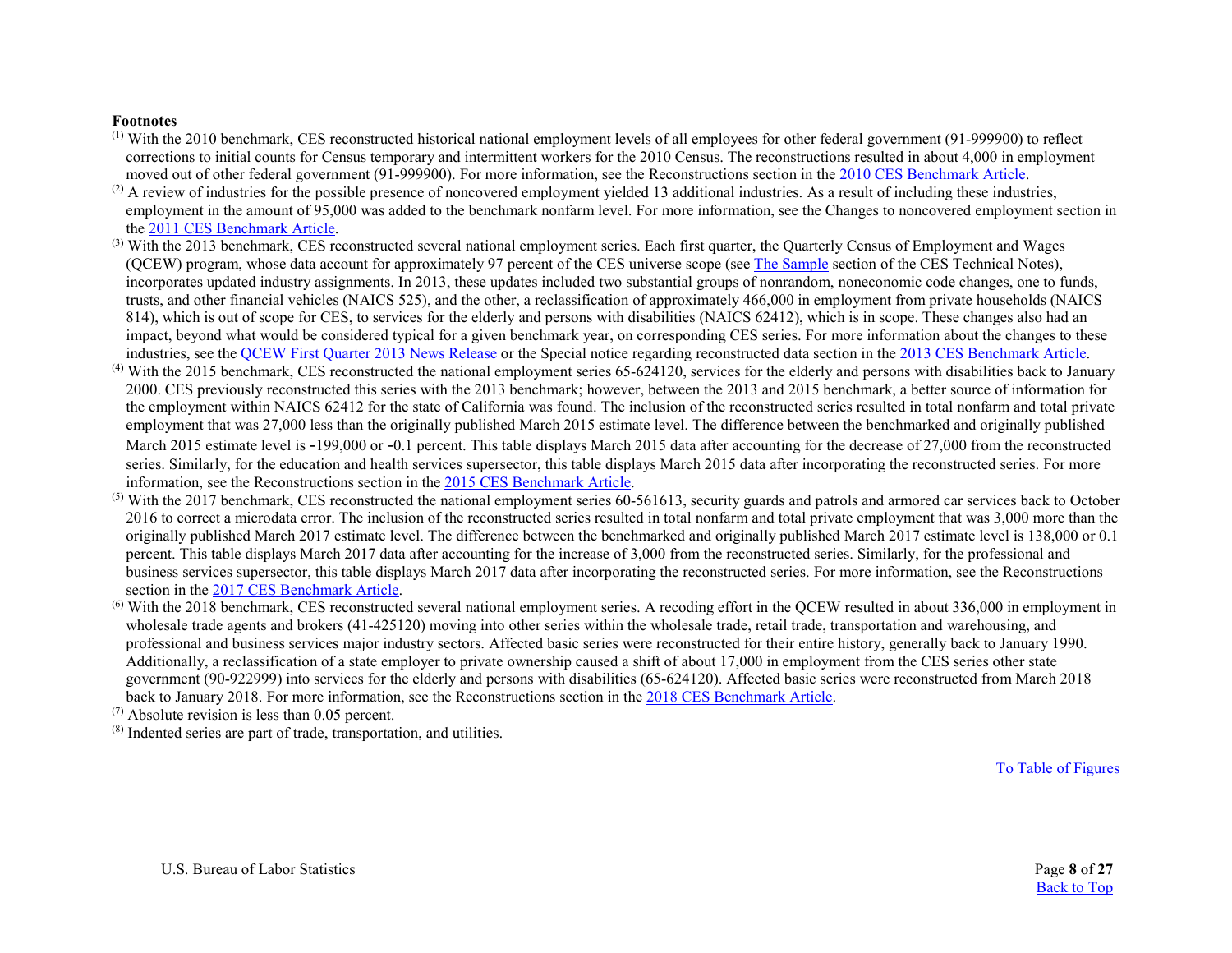**Footnotes**

(1) With the 2010 benchmark, CES reconstructed historical national employment levels of all employees for other federal government (91-999900) to reflect corrections to initial counts for Census temporary and intermittent workers for the 2010 Census. The reconstructions resulted in about 4,000 in employment moved out of other federal government (91-999900). For more information, see the Reconstructions section in the 2010 CES Benchmark Article.

(2) A review of industries for the possible presence of noncovered employment yielded 13 additional industries. As a result of including these industries, employment in the amount of 95,000 was added to the benchmark nonfarm level. For more information, see the Changes to noncovered employment section in the 2011 CES Benchmark Article.

(3) With the 2013 benchmark, CES reconstructed several national employment series. Each first quarter, the Quarterly Census of Employment and Wages (QCEW) program, whose data account for approximately 97 percent of the CES universe scope (see The Sample section of the CES Technical Notes), incorporates updated industry assignments. In 2013, these updates included two substantial groups of nonrandom, noneconomic code changes, one to funds, trusts, and other financial vehicles (NAICS 525), and the other, a reclassification of approximately 466,000 in employment from private households (NAICS 814), which is out of scope for CES, to services for the elderly and persons with disabilities (NAICS 62412), which is in scope. These changes also had an impact, beyond what would be considered typical for a given benchmark year, on corresponding CES series. For more information about the changes to these industries, see the QCEW First Quarter 2013 News Release or the Special notice regarding reconstructed data section in the 2013 CES Benchmark Article.

(4) With the 2015 benchmark, CES reconstructed the national employment series 65-624120, services for the elderly and persons with disabilities back to January 2000. CES previously reconstructed this series with the 2013 benchmark; however, between the 2013 and 2015 benchmark, a better source of information for the employment within NAICS 62412 for the state of California was found. The inclusion of the reconstructed series resulted in total nonfarm and total private employment that was 27,000 less than the originally published March 2015 estimate level. The difference between the benchmarked and originally published March 2015 estimate level is -199,000 or -0.1 percent. This table displays March 2015 data after accounting for the decrease of 27,000 from the reconstructed series. Similarly, for the education and health services supersector, this table displays March 2015 data after incorporating the reconstructed series. For more information, see the Reconstructions section in the 2015 CES Benchmark Article.

(5) With the 2017 benchmark, CES reconstructed the national employment series 60-561613, security guards and patrols and armored car services back to October 2016 to correct a microdata error. The inclusion of the reconstructed series resulted in total nonfarm and total private employment that was 3,000 more than the originally published March 2017 estimate level. The difference between the benchmarked and originally published March 2017 estimate level is 138,000 or 0.1 percent. This table displays March 2017 data after accounting for the increase of 3,000 from the reconstructed series. Similarly, for the professional and business services supersector, this table displays March 2017 data after incorporating the reconstructed series. For more information, see the Reconstructions section in the 2017 CES Benchmark Article.

(6) With the 2018 benchmark, CES reconstructed several national employment series. A recoding effort in the QCEW resulted in about 336,000 in employment in wholesale trade agents and brokers (41-425120) moving into other series within the wholesale trade, retail trade, transportation and warehousing, and professional and business services major industry sectors. Affected basic series were reconstructed for their entire history, generally back to January 1990. Additionally, a reclassification of a state employer to private ownership caused a shift of about 17,000 in employment from the CES series other state government (90-922999) into services for the elderly and persons with disabilities (65-624120). Affected basic series were reconstructed from March 2018 back to January 2018. For more information, see the Reconstructions section in the 2018 CES Benchmark Article.

(7) Absolute revision is less than 0.05 percent.

(8) Indented series are part of trade, transportation, and utilities.

To Table of Figures

Back to Top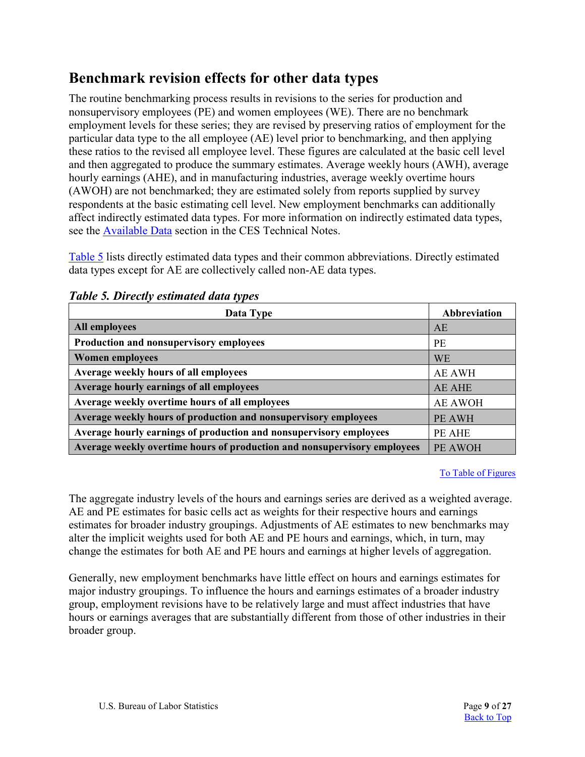## Benchmark revision effects for other data types

The routine benchmarking process results in revisions to the series for production and nonsupervisory employees (PE) and women employees (WE). There are no benchmark employment levels for these series; they are revised by preserving ratios of employment for the particular data type to the all employee (AE) level prior to benchmarking, and then applying these ratios to the revised all employee level. These figures are calculated at the basic cell level and then aggregated to produce the summary estimates. Average weekly hours (AWH), average hourly earnings (AHE), and in manufacturing industries, average weekly overtime hours (AWOH) are not benchmarked; they are estimated solely from reports supplied by survey respondents at the basic estimating cell level. New employment benchmarks can additionally affect indirectly estimated data types. For more information on indirectly estimated data types, see the Available Data section in the CES Technical Notes.

Table 5 lists directly estimated data types and their common abbreviations. Directly estimated data types except for AE are collectively called non-AE data types.

***Table 5. Directly estimated data types***

| Data Type | Abbreviation |
|---|---|
| **All employees** | AE |
| **Production and nonsupervisory employees** | PE |
| **Women employees** | WE |
| **Average weekly hours of all employees** | AE AWH |
| **Average hourly earnings of all employees** | AE AHE |
| **Average weekly overtime hours of all employees** | AE AWOH |
| **Average weekly hours of production and nonsupervisory employees** | PE AWH |
| **Average hourly earnings of production and nonsupervisory employees** | PE AHE |
| **Average weekly overtime hours of production and nonsupervisory employees** | PE AWOH |

To Table of Figures

The aggregate industry levels of the hours and earnings series are derived as a weighted average. AE and PE estimates for basic cells act as weights for their respective hours and earnings estimates for broader industry groupings. Adjustments of AE estimates to new benchmarks may alter the implicit weights used for both AE and PE hours and earnings, which, in turn, may change the estimates for both AE and PE hours and earnings at higher levels of aggregation.

Generally, new employment benchmarks have little effect on hours and earnings estimates for major industry groupings. To influence the hours and earnings estimates of a broader industry group, employment revisions have to be relatively large and must affect industries that have hours or earnings averages that are substantially different from those of other industries in their broader group.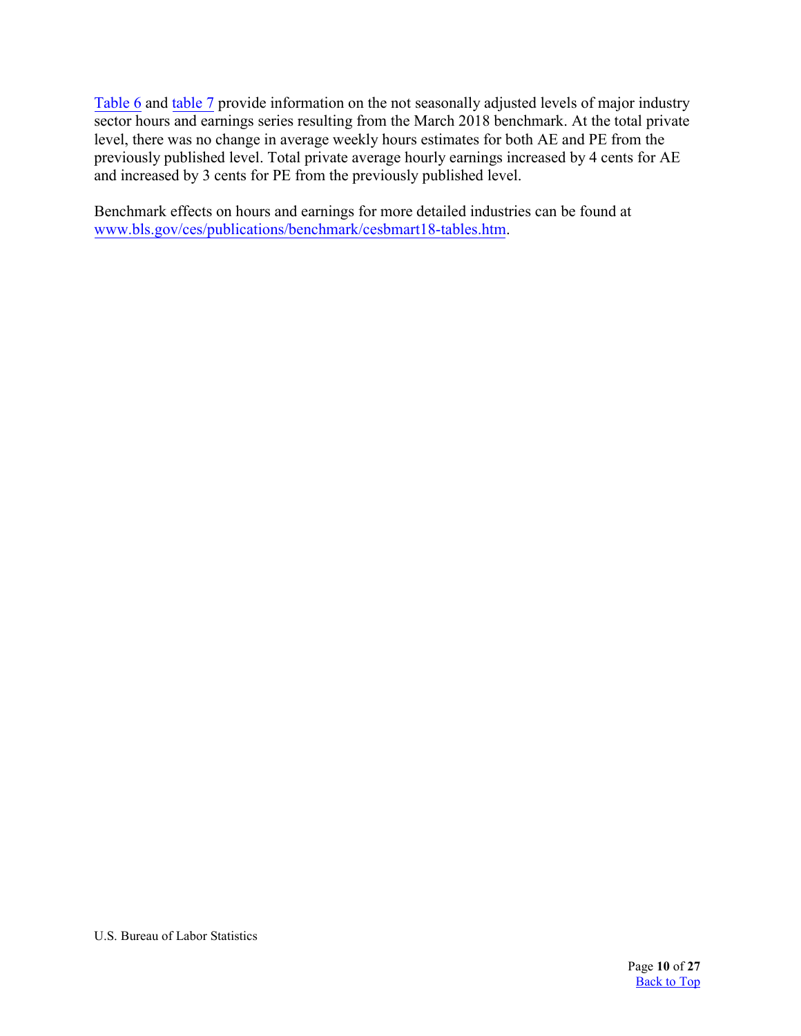Table 6 and table 7 provide information on the not seasonally adjusted levels of major industry sector hours and earnings series resulting from the March 2018 benchmark. At the total private level, there was no change in average weekly hours estimates for both AE and PE from the previously published level. Total private average hourly earnings increased by 4 cents for AE and increased by 3 cents for PE from the previously published level.

Benchmark effects on hours and earnings for more detailed industries can be found at www.bls.gov/ces/publications/benchmark/cesbmart18-tables.htm.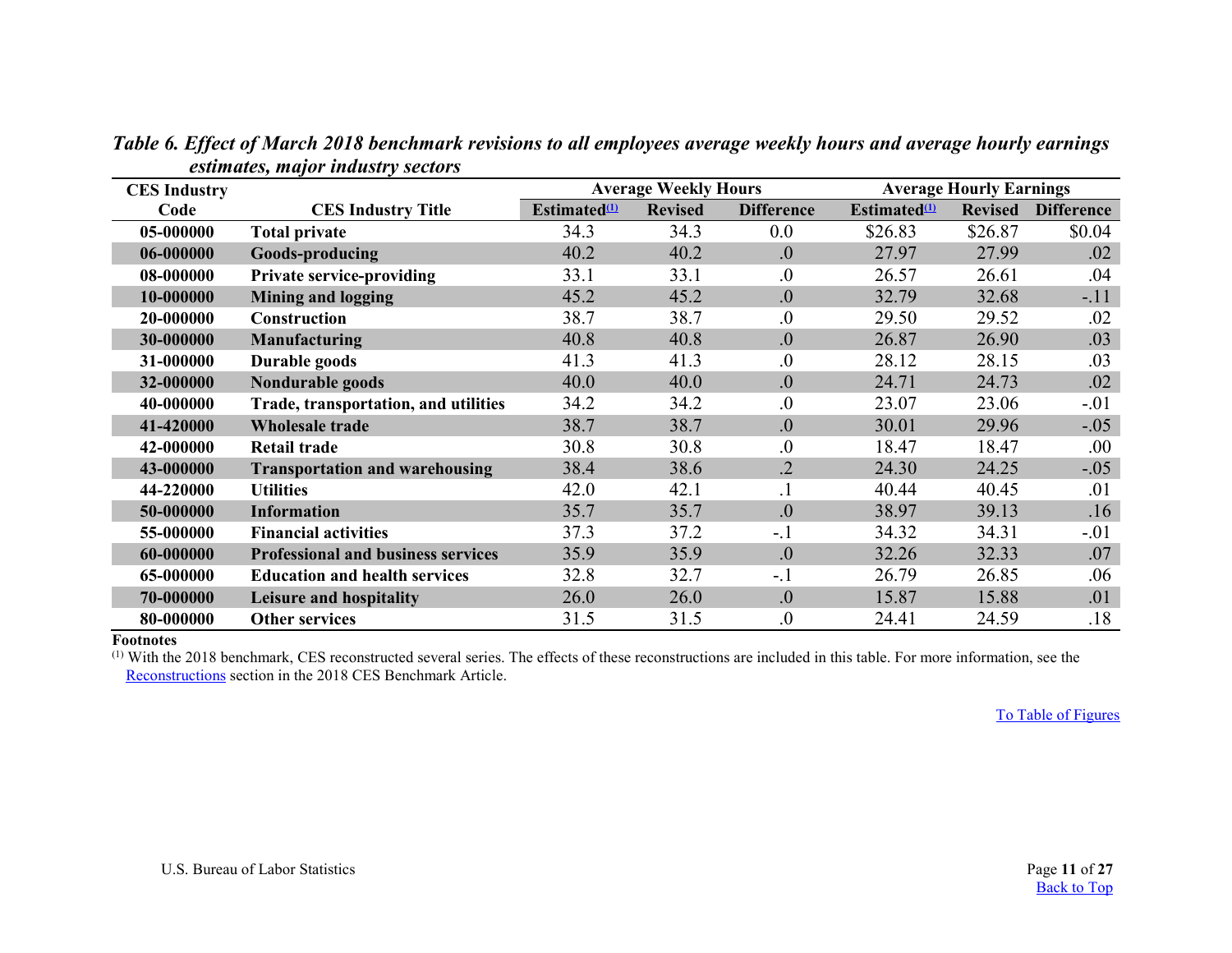*Table 6. Effect of March 2018 benchmark revisions to all employees average weekly hours and average hourly earnings estimates, major industry sectors*

| CES Industry Code | CES Industry Title | Average Weekly Hours | | | Average Hourly Earnings | | |
|---|---|---|---|---|---|---|---|
| | | Estimated[1] | Revised | Difference | Estimated[1] | Revised | Difference |
| 05-000000 | Total private | 34.3 | 34.3 | 0.0 | $26.83 | $26.87 | $0.04 |
| 06-000000 | Goods-producing | 40.2 | 40.2 | .0 | 27.97 | 27.99 | .02 |
| 08-000000 | Private service-providing | 33.1 | 33.1 | .0 | 26.57 | 26.61 | .04 |
| 10-000000 | Mining and logging | 45.2 | 45.2 | .0 | 32.79 | 32.68 | -.11 |
| 20-000000 | Construction | 38.7 | 38.7 | .0 | 29.50 | 29.52 | .02 |
| 30-000000 | Manufacturing | 40.8 | 40.8 | .0 | 26.87 | 26.90 | .03 |
| 31-000000 | Durable goods | 41.3 | 41.3 | .0 | 28.12 | 28.15 | .03 |
| 32-000000 | Nondurable goods | 40.0 | 40.0 | .0 | 24.71 | 24.73 | .02 |
| 40-000000 | Trade, transportation, and utilities | 34.2 | 34.2 | .0 | 23.07 | 23.06 | -.01 |
| 41-420000 | Wholesale trade | 38.7 | 38.7 | .0 | 30.01 | 29.96 | -.05 |
| 42-000000 | Retail trade | 30.8 | 30.8 | .0 | 18.47 | 18.47 | .00 |
| 43-000000 | Transportation and warehousing | 38.4 | 38.6 | .2 | 24.30 | 24.25 | -.05 |
| 44-220000 | Utilities | 42.0 | 42.1 | .1 | 40.44 | 40.45 | .01 |
| 50-000000 | Information | 35.7 | 35.7 | .0 | 38.97 | 39.13 | .16 |
| 55-000000 | Financial activities | 37.3 | 37.2 | -.1 | 34.32 | 34.31 | -.01 |
| 60-000000 | Professional and business services | 35.9 | 35.9 | .0 | 32.26 | 32.33 | .07 |
| 65-000000 | Education and health services | 32.8 | 32.7 | -.1 | 26.79 | 26.85 | .06 |
| 70-000000 | Leisure and hospitality | 26.0 | 26.0 | .0 | 15.87 | 15.88 | .01 |
| 80-000000 | Other services | 31.5 | 31.5 | .0 | 24.41 | 24.59 | .18 |

**Footnotes**

[1] With the 2018 benchmark, CES reconstructed several series. The effects of these reconstructions are included in this table. For more information, see the Reconstructions section in the 2018 CES Benchmark Article.

To Table of Figures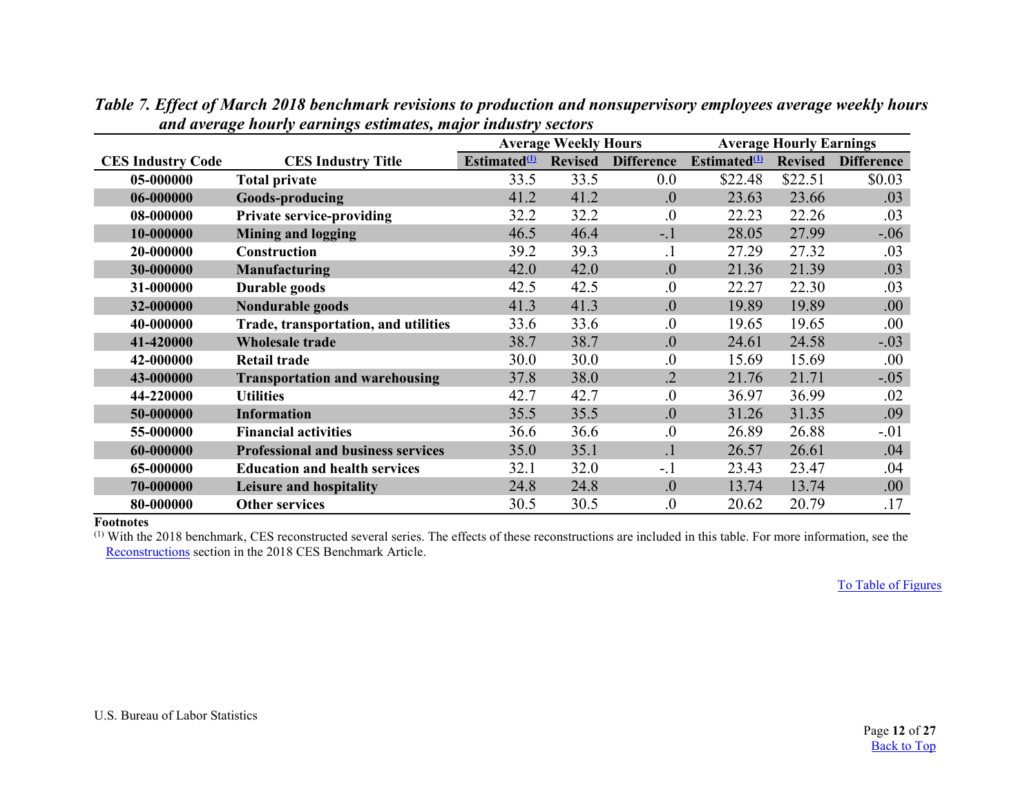***Table 7. Effect of March 2018 benchmark revisions to production and nonsupervisory employees average weekly hours and average hourly earnings estimates, major industry sectors***

| CES Industry Code | CES Industry Title | Average Weekly Hours | | | Average Hourly Earnings | | |
|---|---|---|---|---|---|---|---|
| | | Estimated[(1)] | Revised | Difference | Estimated[(1)] | Revised | Difference |
| **05-000000** | **Total private** | 33.5 | 33.5 | 0.0 | $22.48 | $22.51 | $0.03 |
| **06-000000** | **Goods-producing** | 41.2 | 41.2 | .0 | 23.63 | 23.66 | .03 |
| **08-000000** | **Private service-providing** | 32.2 | 32.2 | .0 | 22.23 | 22.26 | .03 |
| **10-000000** | **Mining and logging** | 46.5 | 46.4 | -.1 | 28.05 | 27.99 | -.06 |
| **20-000000** | **Construction** | 39.2 | 39.3 | .1 | 27.29 | 27.32 | .03 |
| **30-000000** | **Manufacturing** | 42.0 | 42.0 | .0 | 21.36 | 21.39 | .03 |
| **31-000000** | **Durable goods** | 42.5 | 42.5 | .0 | 22.27 | 22.30 | .03 |
| **32-000000** | **Nondurable goods** | 41.3 | 41.3 | .0 | 19.89 | 19.89 | .00 |
| **40-000000** | **Trade, transportation, and utilities** | 33.6 | 33.6 | .0 | 19.65 | 19.65 | .00 |
| **41-420000** | **Wholesale trade** | 38.7 | 38.7 | .0 | 24.61 | 24.58 | -.03 |
| **42-000000** | **Retail trade** | 30.0 | 30.0 | .0 | 15.69 | 15.69 | .00 |
| **43-000000** | **Transportation and warehousing** | 37.8 | 38.0 | .2 | 21.76 | 21.71 | -.05 |
| **44-220000** | **Utilities** | 42.7 | 42.7 | .0 | 36.97 | 36.99 | .02 |
| **50-000000** | **Information** | 35.5 | 35.5 | .0 | 31.26 | 31.35 | .09 |
| **55-000000** | **Financial activities** | 36.6 | 36.6 | .0 | 26.89 | 26.88 | -.01 |
| **60-000000** | **Professional and business services** | 35.0 | 35.1 | .1 | 26.57 | 26.61 | .04 |
| **65-000000** | **Education and health services** | 32.1 | 32.0 | -.1 | 23.43 | 23.47 | .04 |
| **70-000000** | **Leisure and hospitality** | 24.8 | 24.8 | .0 | 13.74 | 13.74 | .00 |
| **80-000000** | **Other services** | 30.5 | 30.5 | .0 | 20.62 | 20.79 | .17 |

**Footnotes**

[(1)] With the 2018 benchmark, CES reconstructed several series. The effects of these reconstructions are included in this table. For more information, see the Reconstructions section in the 2018 CES Benchmark Article.

To Table of Figures

U.S. Bureau of Labor Statistics

Back to Top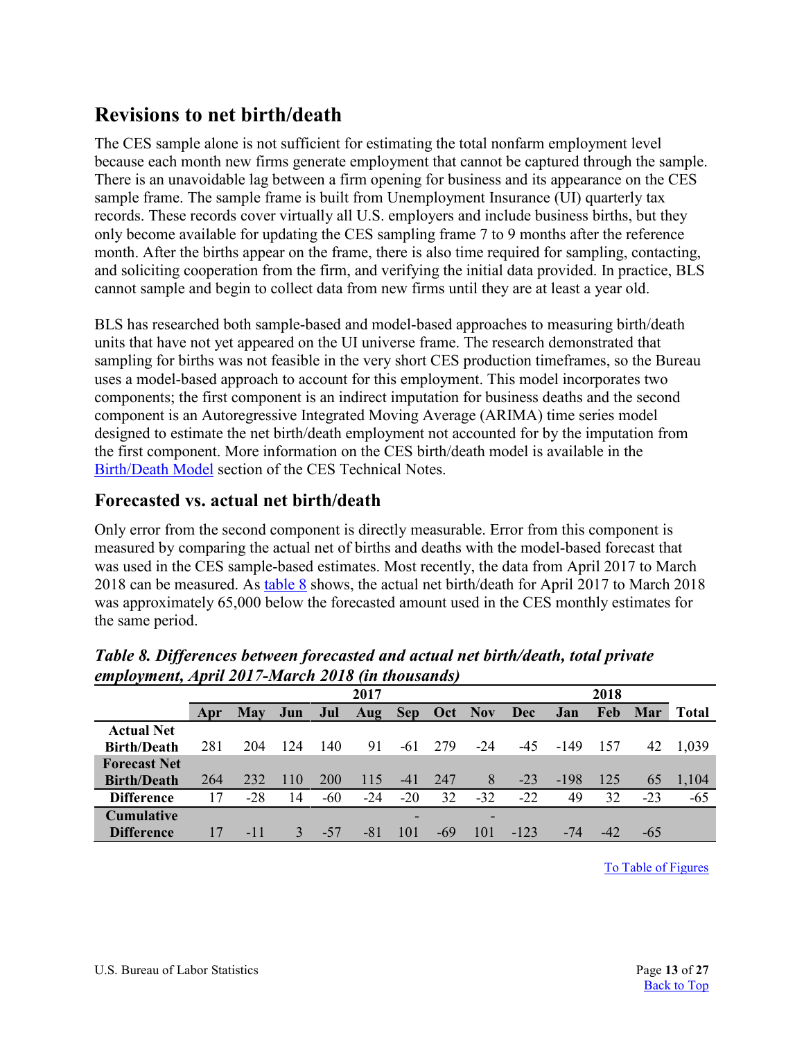## Revisions to net birth/death

The CES sample alone is not sufficient for estimating the total nonfarm employment level because each month new firms generate employment that cannot be captured through the sample. There is an unavoidable lag between a firm opening for business and its appearance on the CES sample frame. The sample frame is built from Unemployment Insurance (UI) quarterly tax records. These records cover virtually all U.S. employers and include business births, but they only become available for updating the CES sampling frame 7 to 9 months after the reference month. After the births appear on the frame, there is also time required for sampling, contacting, and soliciting cooperation from the firm, and verifying the initial data provided. In practice, BLS cannot sample and begin to collect data from new firms until they are at least a year old.

BLS has researched both sample-based and model-based approaches to measuring birth/death units that have not yet appeared on the UI universe frame. The research demonstrated that sampling for births was not feasible in the very short CES production timeframes, so the Bureau uses a model-based approach to account for this employment. This model incorporates two components; the first component is an indirect imputation for business deaths and the second component is an Autoregressive Integrated Moving Average (ARIMA) time series model designed to estimate the net birth/death employment not accounted for by the imputation from the first component. More information on the CES birth/death model is available in the Birth/Death Model section of the CES Technical Notes.

### Forecasted vs. actual net birth/death

Only error from the second component is directly measurable. Error from this component is measured by comparing the actual net of births and deaths with the model-based forecast that was used in the CES sample-based estimates. Most recently, the data from April 2017 to March 2018 can be measured. As table 8 shows, the actual net birth/death for April 2017 to March 2018 was approximately 65,000 below the forecasted amount used in the CES monthly estimates for the same period.

***Table 8. Differences between forecasted and actual net birth/death, total private employment, April 2017-March 2018 (in thousands)***

| | 2017 | | | | | | | | | 2018 | | | |
|---|---|---|---|---|---|---|---|---|---|---|---|---|---|
| | **Apr** | **May** | **Jun** | **Jul** | **Aug** | **Sep** | **Oct** | **Nov** | **Dec** | **Jan** | **Feb** | **Mar** | **Total** |
| **Actual Net Birth/Death** | 281 | 204 | 124 | 140 | 91 | -61 | 279 | -24 | -45 | -149 | 157 | 42 | 1,039 |
| **Forecast Net Birth/Death** | 264 | 232 | 110 | 200 | 115 | -41 | 247 | 8 | -23 | -198 | 125 | 65 | 1,104 |
| **Difference** | 17 | -28 | 14 | -60 | -24 | -20 | 32 | -32 | -22 | 49 | 32 | -23 | -65 |
| **Cumulative Difference** | 17 | -11 | 3 | -57 | -81 | -101 | -69 | -101 | -123 | -74 | -42 | -65 | |

To Table of Figures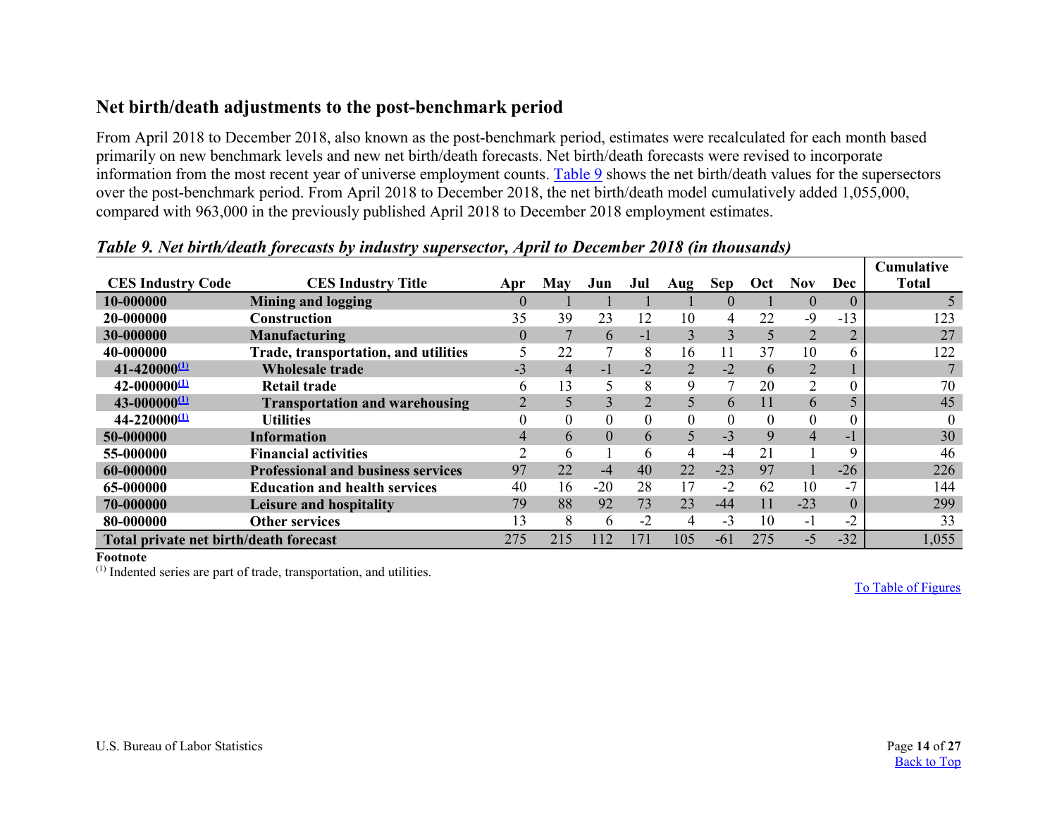## Net birth/death adjustments to the post-benchmark period

From April 2018 to December 2018, also known as the post-benchmark period, estimates were recalculated for each month based primarily on new benchmark levels and new net birth/death forecasts. Net birth/death forecasts were revised to incorporate information from the most recent year of universe employment counts. Table 9 shows the net birth/death values for the supersectors over the post-benchmark period. From April 2018 to December 2018, the net birth/death model cumulatively added 1,055,000, compared with 963,000 in the previously published April 2018 to December 2018 employment estimates.

***Table 9. Net birth/death forecasts by industry supersector, April to December 2018 (in thousands)***

| CES Industry Code | CES Industry Title | Apr | May | Jun | Jul | Aug | Sep | Oct | Nov | Dec | Cumulative Total |
|---|---|---|---|---|---|---|---|---|---|---|---|
| **10-000000** | **Mining and logging** | 0 | 1 | 1 | 1 | 1 | 0 | 1 | 0 | 0 | 5 |
| **20-000000** | **Construction** | 35 | 39 | 23 | 12 | 10 | 4 | 22 | -9 | -13 | 123 |
| **30-000000** | **Manufacturing** | 0 | 7 | 6 | -1 | 3 | 3 | 5 | 2 | 2 | 27 |
| **40-000000** | **Trade, transportation, and utilities** | 5 | 22 | 7 | 8 | 16 | 11 | 37 | 10 | 6 | 122 |
| **41-420000**[1] | **Wholesale trade** | -3 | 4 | -1 | -2 | 2 | -2 | 6 | 2 | 1 | 7 |
| **42-000000**[1] | **Retail trade** | 6 | 13 | 5 | 8 | 9 | 7 | 20 | 2 | 0 | 70 |
| **43-000000**[1] | **Transportation and warehousing** | 2 | 5 | 3 | 2 | 5 | 6 | 11 | 6 | 5 | 45 |
| **44-220000**[1] | **Utilities** | 0 | 0 | 0 | 0 | 0 | 0 | 0 | 0 | 0 | 0 |
| **50-000000** | **Information** | 4 | 6 | 0 | 6 | 5 | -3 | 9 | 4 | -1 | 30 |
| **55-000000** | **Financial activities** | 2 | 6 | 1 | 6 | 4 | -4 | 21 | 1 | 9 | 46 |
| **60-000000** | **Professional and business services** | 97 | 22 | -4 | 40 | 22 | -23 | 97 | 1 | -26 | 226 |
| **65-000000** | **Education and health services** | 40 | 16 | -20 | 28 | 17 | -2 | 62 | 10 | -7 | 144 |
| **70-000000** | **Leisure and hospitality** | 79 | 88 | 92 | 73 | 23 | -44 | 11 | -23 | 0 | 299 |
| **80-000000** | **Other services** | 13 | 8 | 6 | -2 | 4 | -3 | 10 | -1 | -2 | 33 |
| **Total private net birth/death forecast** | | 275 | 215 | 112 | 171 | 105 | -61 | 275 | -5 | -32 | 1,055 |

**Footnote**

[1] Indented series are part of trade, transportation, and utilities.

To Table of Figures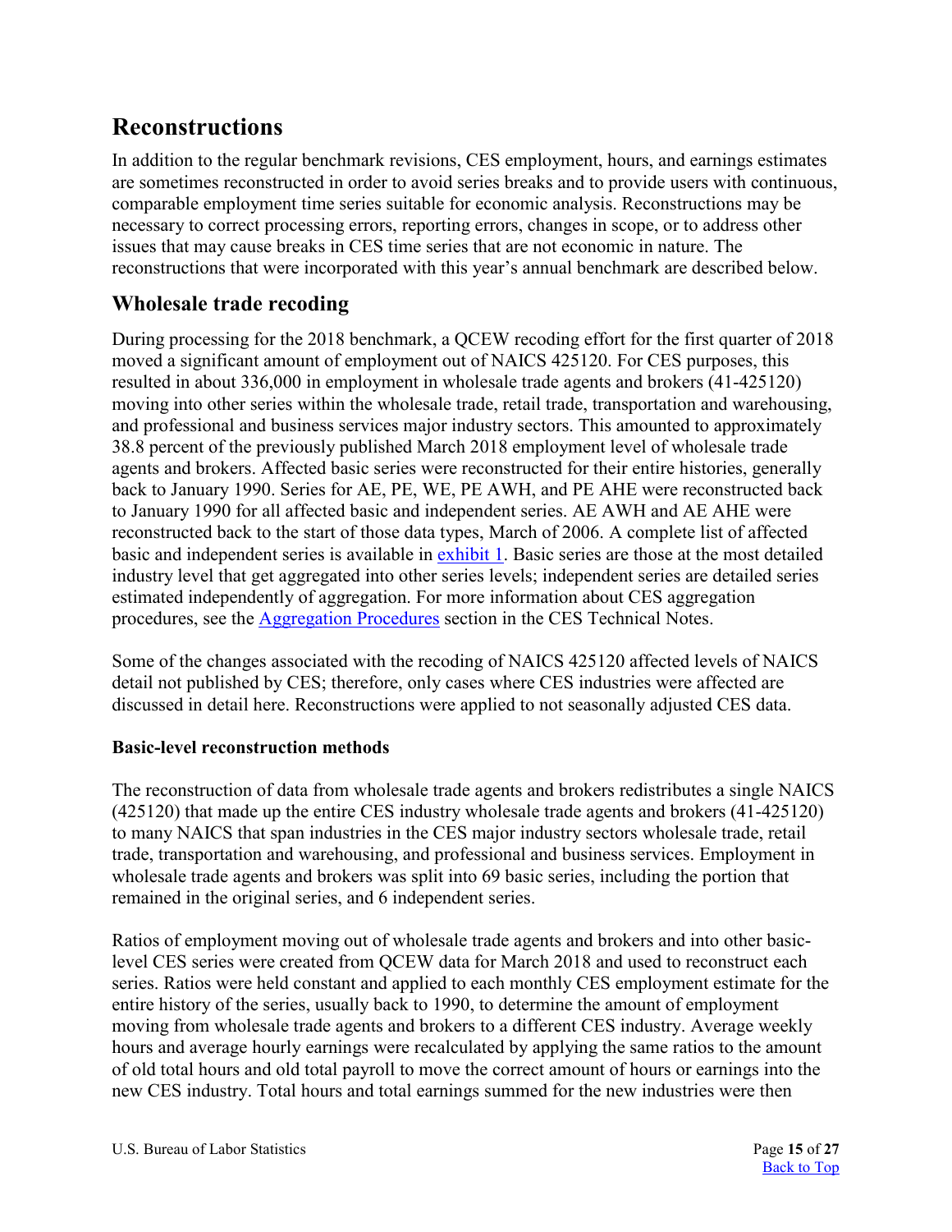# Reconstructions

In addition to the regular benchmark revisions, CES employment, hours, and earnings estimates are sometimes reconstructed in order to avoid series breaks and to provide users with continuous, comparable employment time series suitable for economic analysis. Reconstructions may be necessary to correct processing errors, reporting errors, changes in scope, or to address other issues that may cause breaks in CES time series that are not economic in nature. The reconstructions that were incorporated with this year's annual benchmark are described below.

## Wholesale trade recoding

During processing for the 2018 benchmark, a QCEW recoding effort for the first quarter of 2018 moved a significant amount of employment out of NAICS 425120. For CES purposes, this resulted in about 336,000 in employment in wholesale trade agents and brokers (41-425120) moving into other series within the wholesale trade, retail trade, transportation and warehousing, and professional and business services major industry sectors. This amounted to approximately 38.8 percent of the previously published March 2018 employment level of wholesale trade agents and brokers. Affected basic series were reconstructed for their entire histories, generally back to January 1990. Series for AE, PE, WE, PE AWH, and PE AHE were reconstructed back to January 1990 for all affected basic and independent series. AE AWH and AE AHE were reconstructed back to the start of those data types, March of 2006. A complete list of affected basic and independent series is available in [exhibit 1](). Basic series are those at the most detailed industry level that get aggregated into other series levels; independent series are detailed series estimated independently of aggregation. For more information about CES aggregation procedures, see the [Aggregation Procedures]() section in the CES Technical Notes.

Some of the changes associated with the recoding of NAICS 425120 affected levels of NAICS detail not published by CES; therefore, only cases where CES industries were affected are discussed in detail here. Reconstructions were applied to not seasonally adjusted CES data.

### Basic-level reconstruction methods

The reconstruction of data from wholesale trade agents and brokers redistributes a single NAICS (425120) that made up the entire CES industry wholesale trade agents and brokers (41-425120) to many NAICS that span industries in the CES major industry sectors wholesale trade, retail trade, transportation and warehousing, and professional and business services. Employment in wholesale trade agents and brokers was split into 69 basic series, including the portion that remained in the original series, and 6 independent series.

Ratios of employment moving out of wholesale trade agents and brokers and into other basic-level CES series were created from QCEW data for March 2018 and used to reconstruct each series. Ratios were held constant and applied to each monthly CES employment estimate for the entire history of the series, usually back to 1990, to determine the amount of employment moving from wholesale trade agents and brokers to a different CES industry. Average weekly hours and average hourly earnings were recalculated by applying the same ratios to the amount of old total hours and old total payroll to move the correct amount of hours or earnings into the new CES industry. Total hours and total earnings summed for the new industries were then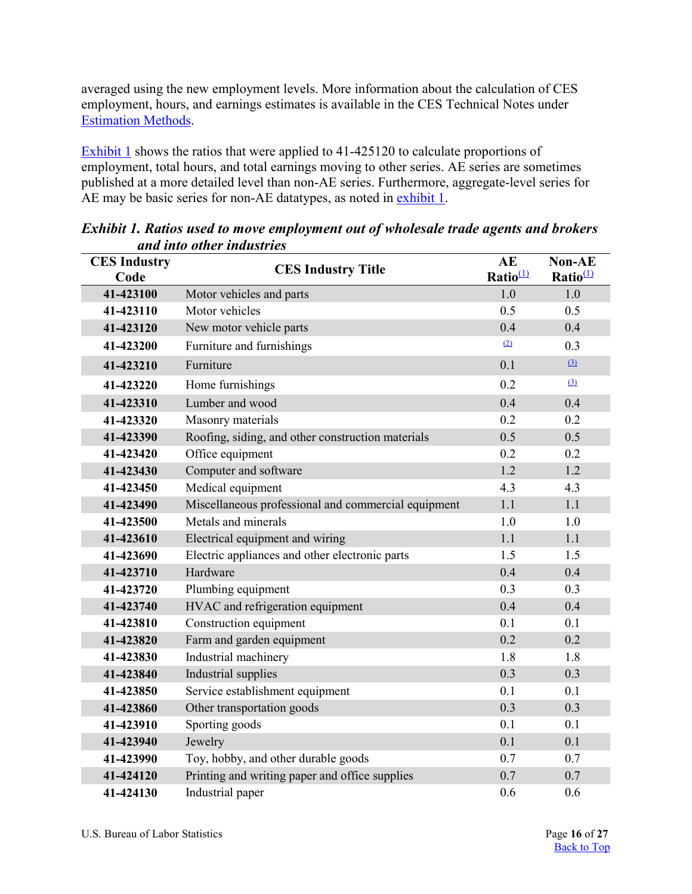averaged using the new employment levels. More information about the calculation of CES employment, hours, and earnings estimates is available in the CES Technical Notes under Estimation Methods.

Exhibit 1 shows the ratios that were applied to 41-425120 to calculate proportions of employment, total hours, and total earnings moving to other series. AE series are sometimes published at a more detailed level than non-AE series. Furthermore, aggregate-level series for AE may be basic series for non-AE datatypes, as noted in exhibit 1.

***Exhibit 1. Ratios used to move employment out of wholesale trade agents and brokers and into other industries***

| CES Industry Code | CES Industry Title | AE Ratio(1) | Non-AE Ratio(1) |
|---|---|---|---|
| **41-423100** | Motor vehicles and parts | 1.0 | 1.0 |
| **41-423110** | Motor vehicles | 0.5 | 0.5 |
| **41-423120** | New motor vehicle parts | 0.4 | 0.4 |
| **41-423200** | Furniture and furnishings | (2) | 0.3 |
| **41-423210** | Furniture | 0.1 | (3) |
| **41-423220** | Home furnishings | 0.2 | (3) |
| **41-423310** | Lumber and wood | 0.4 | 0.4 |
| **41-423320** | Masonry materials | 0.2 | 0.2 |
| **41-423390** | Roofing, siding, and other construction materials | 0.5 | 0.5 |
| **41-423420** | Office equipment | 0.2 | 0.2 |
| **41-423430** | Computer and software | 1.2 | 1.2 |
| **41-423450** | Medical equipment | 4.3 | 4.3 |
| **41-423490** | Miscellaneous professional and commercial equipment | 1.1 | 1.1 |
| **41-423500** | Metals and minerals | 1.0 | 1.0 |
| **41-423610** | Electrical equipment and wiring | 1.1 | 1.1 |
| **41-423690** | Electric appliances and other electronic parts | 1.5 | 1.5 |
| **41-423710** | Hardware | 0.4 | 0.4 |
| **41-423720** | Plumbing equipment | 0.3 | 0.3 |
| **41-423740** | HVAC and refrigeration equipment | 0.4 | 0.4 |
| **41-423810** | Construction equipment | 0.1 | 0.1 |
| **41-423820** | Farm and garden equipment | 0.2 | 0.2 |
| **41-423830** | Industrial machinery | 1.8 | 1.8 |
| **41-423840** | Industrial supplies | 0.3 | 0.3 |
| **41-423850** | Service establishment equipment | 0.1 | 0.1 |
| **41-423860** | Other transportation goods | 0.3 | 0.3 |
| **41-423910** | Sporting goods | 0.1 | 0.1 |
| **41-423940** | Jewelry | 0.1 | 0.1 |
| **41-423990** | Toy, hobby, and other durable goods | 0.7 | 0.7 |
| **41-424120** | Printing and writing paper and office supplies | 0.7 | 0.7 |
| **41-424130** | Industrial paper | 0.6 | 0.6 |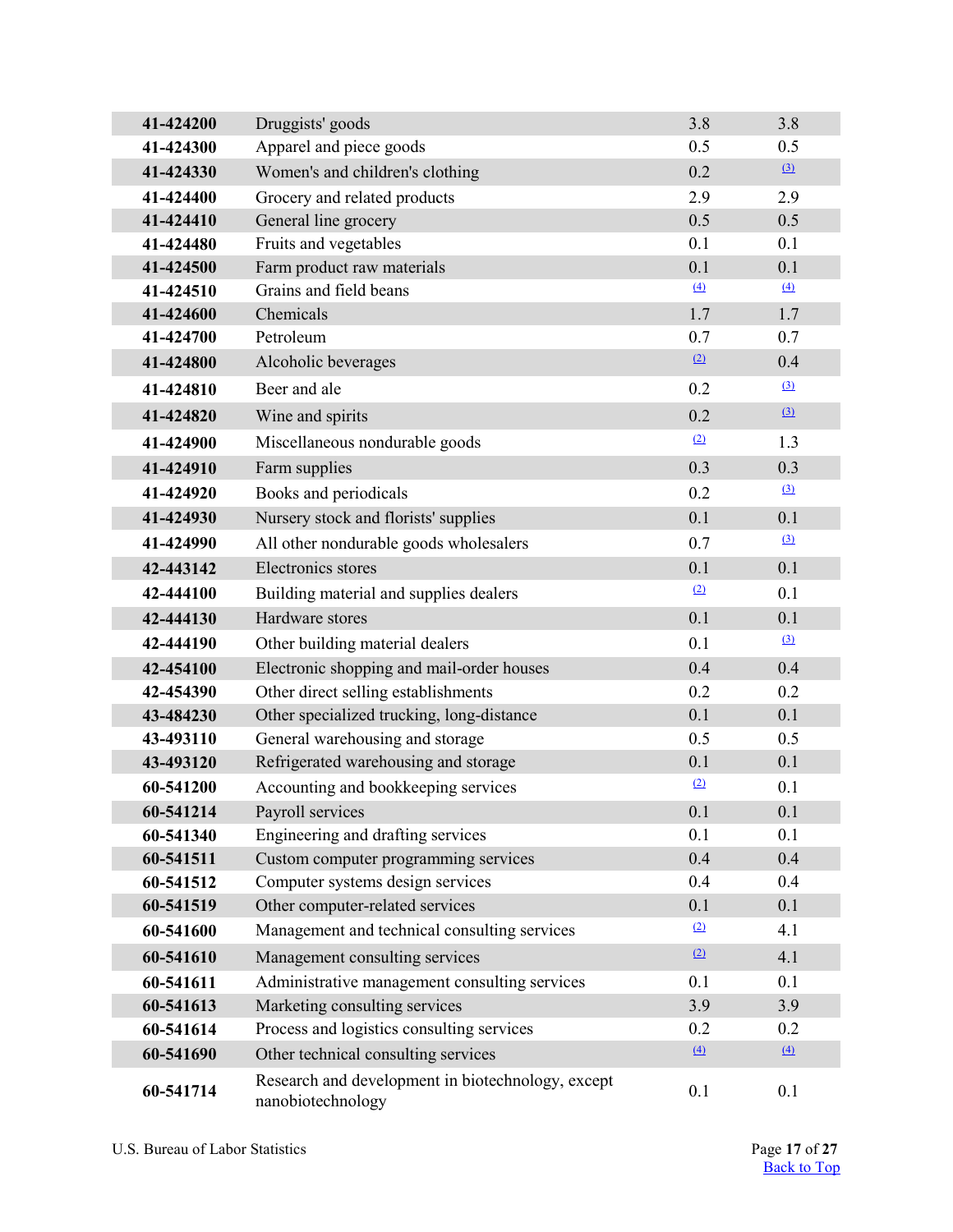| | | | |
|---|---|---|---|
| **41-424200** | Druggists' goods | 3.8 | 3.8 |
| **41-424300** | Apparel and piece goods | 0.5 | 0.5 |
| **41-424330** | Women's and children's clothing | 0.2 | (3) |
| **41-424400** | Grocery and related products | 2.9 | 2.9 |
| **41-424410** | General line grocery | 0.5 | 0.5 |
| **41-424480** | Fruits and vegetables | 0.1 | 0.1 |
| **41-424500** | Farm product raw materials | 0.1 | 0.1 |
| **41-424510** | Grains and field beans | (4) | (4) |
| **41-424600** | Chemicals | 1.7 | 1.7 |
| **41-424700** | Petroleum | 0.7 | 0.7 |
| **41-424800** | Alcoholic beverages | (2) | 0.4 |
| **41-424810** | Beer and ale | 0.2 | (3) |
| **41-424820** | Wine and spirits | 0.2 | (3) |
| **41-424900** | Miscellaneous nondurable goods | (2) | 1.3 |
| **41-424910** | Farm supplies | 0.3 | 0.3 |
| **41-424920** | Books and periodicals | 0.2 | (3) |
| **41-424930** | Nursery stock and florists' supplies | 0.1 | 0.1 |
| **41-424990** | All other nondurable goods wholesalers | 0.7 | (3) |
| **42-443142** | Electronics stores | 0.1 | 0.1 |
| **42-444100** | Building material and supplies dealers | (2) | 0.1 |
| **42-444130** | Hardware stores | 0.1 | 0.1 |
| **42-444190** | Other building material dealers | 0.1 | (3) |
| **42-454100** | Electronic shopping and mail-order houses | 0.4 | 0.4 |
| **42-454390** | Other direct selling establishments | 0.2 | 0.2 |
| **43-484230** | Other specialized trucking, long-distance | 0.1 | 0.1 |
| **43-493110** | General warehousing and storage | 0.5 | 0.5 |
| **43-493120** | Refrigerated warehousing and storage | 0.1 | 0.1 |
| **60-541200** | Accounting and bookkeeping services | (2) | 0.1 |
| **60-541214** | Payroll services | 0.1 | 0.1 |
| **60-541340** | Engineering and drafting services | 0.1 | 0.1 |
| **60-541511** | Custom computer programming services | 0.4 | 0.4 |
| **60-541512** | Computer systems design services | 0.4 | 0.4 |
| **60-541519** | Other computer-related services | 0.1 | 0.1 |
| **60-541600** | Management and technical consulting services | (2) | 4.1 |
| **60-541610** | Management consulting services | (2) | 4.1 |
| **60-541611** | Administrative management consulting services | 0.1 | 0.1 |
| **60-541613** | Marketing consulting services | 3.9 | 3.9 |
| **60-541614** | Process and logistics consulting services | 0.2 | 0.2 |
| **60-541690** | Other technical consulting services | (4) | (4) |
| **60-541714** | Research and development in biotechnology, except nanobiotechnology | 0.1 | 0.1 |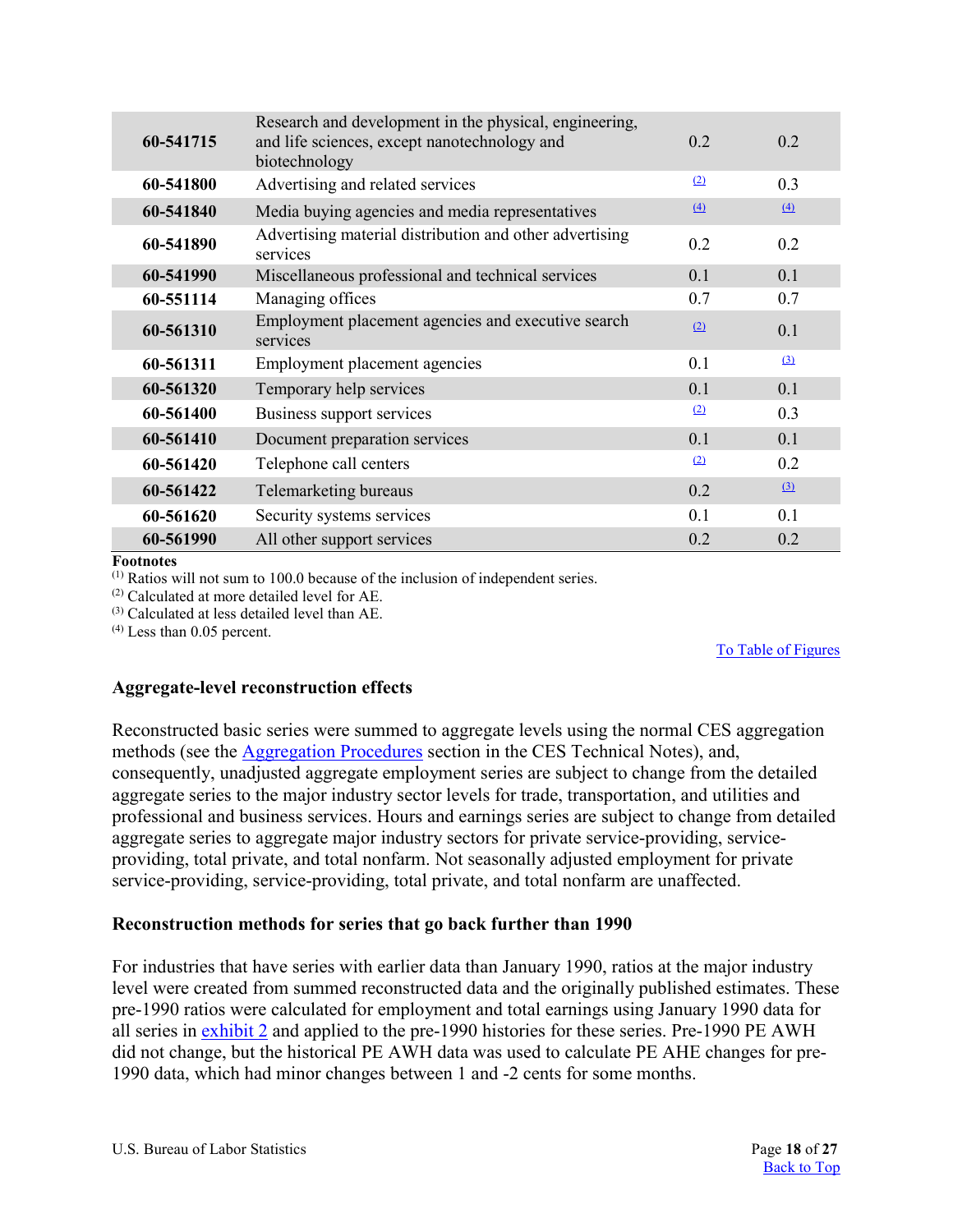| | | | |
|---|---|---|---|
| **60-541715** | Research and development in the physical, engineering, and life sciences, except nanotechnology and biotechnology | 0.2 | 0.2 |
| **60-541800** | Advertising and related services | [(2)](#) | 0.3 |
| **60-541840** | Media buying agencies and media representatives | [(4)](#) | [(4)](#) |
| **60-541890** | Advertising material distribution and other advertising services | 0.2 | 0.2 |
| **60-541990** | Miscellaneous professional and technical services | 0.1 | 0.1 |
| **60-551114** | Managing offices | 0.7 | 0.7 |
| **60-561310** | Employment placement agencies and executive search services | [(2)](#) | 0.1 |
| **60-561311** | Employment placement agencies | 0.1 | [(3)](#) |
| **60-561320** | Temporary help services | 0.1 | 0.1 |
| **60-561400** | Business support services | [(2)](#) | 0.3 |
| **60-561410** | Document preparation services | 0.1 | 0.1 |
| **60-561420** | Telephone call centers | [(2)](#) | 0.2 |
| **60-561422** | Telemarketing bureaus | 0.2 | [(3)](#) |
| **60-561620** | Security systems services | 0.1 | 0.1 |
| **60-561990** | All other support services | 0.2 | 0.2 |

**Footnotes**

(1) Ratios will not sum to 100.0 because of the inclusion of independent series.
(2) Calculated at more detailed level for AE.
(3) Calculated at less detailed level than AE.
(4) Less than 0.05 percent.

[To Table of Figures](#)

### Aggregate-level reconstruction effects

Reconstructed basic series were summed to aggregate levels using the normal CES aggregation methods (see the [Aggregation Procedures](#) section in the CES Technical Notes), and, consequently, unadjusted aggregate employment series are subject to change from the detailed aggregate series to the major industry sector levels for trade, transportation, and utilities and professional and business services. Hours and earnings series are subject to change from detailed aggregate series to aggregate major industry sectors for private service-providing, service-providing, total private, and total nonfarm. Not seasonally adjusted employment for private service-providing, service-providing, total private, and total nonfarm are unaffected.

### Reconstruction methods for series that go back further than 1990

For industries that have series with earlier data than January 1990, ratios at the major industry level were created from summed reconstructed data and the originally published estimates. These pre-1990 ratios were calculated for employment and total earnings using January 1990 data for all series in [exhibit 2](#) and applied to the pre-1990 histories for these series. Pre-1990 PE AWH did not change, but the historical PE AWH data was used to calculate PE AHE changes for pre-1990 data, which had minor changes between 1 and -2 cents for some months.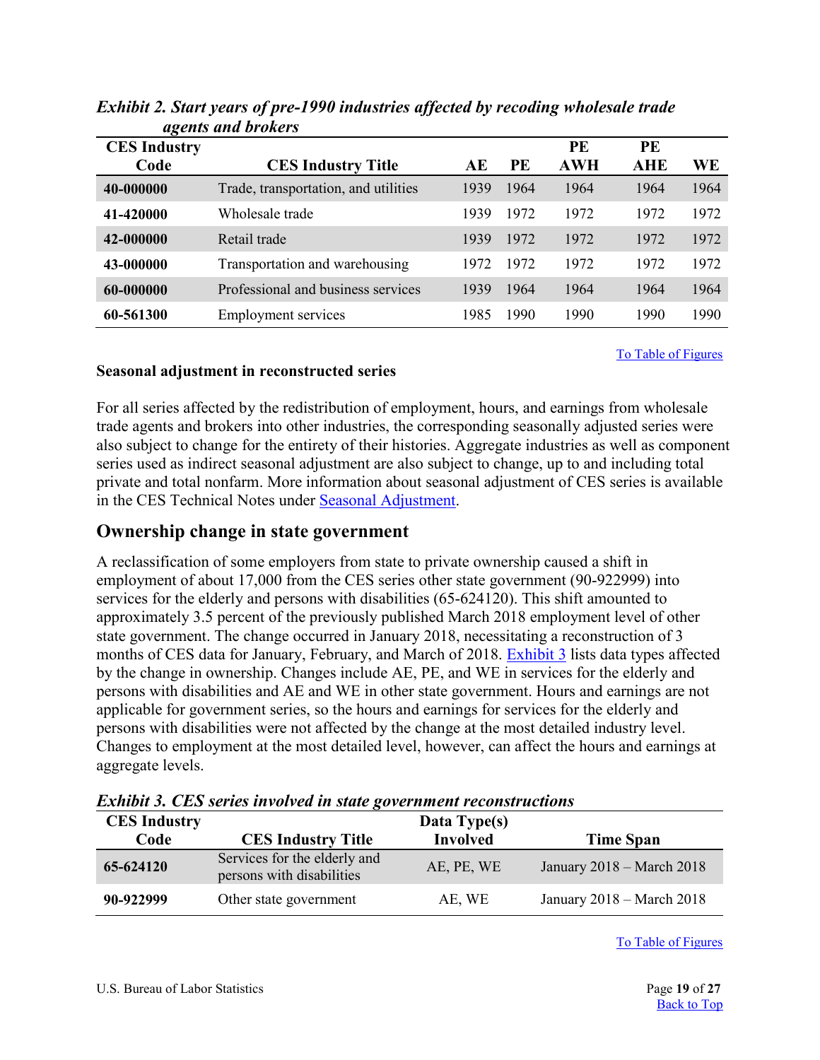*Exhibit 2. Start years of pre-1990 industries affected by recoding wholesale trade agents and brokers*

| CES Industry Code | CES Industry Title | AE | PE | PE AWH | PE AHE | WE |
|---|---|---|---|---|---|---|
| **40-000000** | Trade, transportation, and utilities | 1939 | 1964 | 1964 | 1964 | 1964 |
| **41-420000** | Wholesale trade | 1939 | 1972 | 1972 | 1972 | 1972 |
| **42-000000** | Retail trade | 1939 | 1972 | 1972 | 1972 | 1972 |
| **43-000000** | Transportation and warehousing | 1972 | 1972 | 1972 | 1972 | 1972 |
| **60-000000** | Professional and business services | 1939 | 1964 | 1964 | 1964 | 1964 |
| **60-561300** | Employment services | 1985 | 1990 | 1990 | 1990 | 1990 |

To Table of Figures

**Seasonal adjustment in reconstructed series**

For all series affected by the redistribution of employment, hours, and earnings from wholesale trade agents and brokers into other industries, the corresponding seasonally adjusted series were also subject to change for the entirety of their histories. Aggregate industries as well as component series used as indirect seasonal adjustment are also subject to change, up to and including total private and total nonfarm. More information about seasonal adjustment of CES series is available in the CES Technical Notes under Seasonal Adjustment.

## Ownership change in state government

A reclassification of some employers from state to private ownership caused a shift in employment of about 17,000 from the CES series other state government (90-922999) into services for the elderly and persons with disabilities (65-624120). This shift amounted to approximately 3.5 percent of the previously published March 2018 employment level of other state government. The change occurred in January 2018, necessitating a reconstruction of 3 months of CES data for January, February, and March of 2018. Exhibit 3 lists data types affected by the change in ownership. Changes include AE, PE, and WE in services for the elderly and persons with disabilities and AE and WE in other state government. Hours and earnings are not applicable for government series, so the hours and earnings for services for the elderly and persons with disabilities were not affected by the change at the most detailed industry level. Changes to employment at the most detailed level, however, can affect the hours and earnings at aggregate levels.

*Exhibit 3. CES series involved in state government reconstructions*

| CES Industry Code | CES Industry Title | Data Type(s) Involved | Time Span |
|---|---|---|---|
| **65-624120** | Services for the elderly and persons with disabilities | AE, PE, WE | January 2018 – March 2018 |
| **90-922999** | Other state government | AE, WE | January 2018 – March 2018 |

To Table of Figures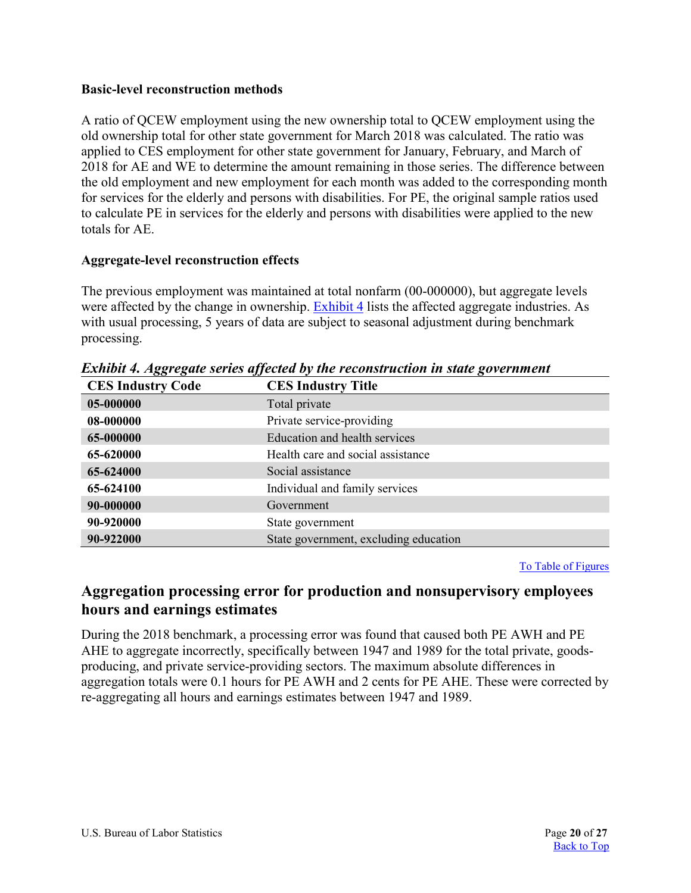### Basic-level reconstruction methods

A ratio of QCEW employment using the new ownership total to QCEW employment using the old ownership total for other state government for March 2018 was calculated. The ratio was applied to CES employment for other state government for January, February, and March of 2018 for AE and WE to determine the amount remaining in those series. The difference between the old employment and new employment for each month was added to the corresponding month for services for the elderly and persons with disabilities. For PE, the original sample ratios used to calculate PE in services for the elderly and persons with disabilities were applied to the new totals for AE.

### Aggregate-level reconstruction effects

The previous employment was maintained at total nonfarm (00-000000), but aggregate levels were affected by the change in ownership. Exhibit 4 lists the affected aggregate industries. As with usual processing, 5 years of data are subject to seasonal adjustment during benchmark processing.

*Exhibit 4. Aggregate series affected by the reconstruction in state government*

| CES Industry Code | CES Industry Title |
|---|---|
| **05-000000** | Total private |
| **08-000000** | Private service-providing |
| **65-000000** | Education and health services |
| **65-620000** | Health care and social assistance |
| **65-624000** | Social assistance |
| **65-624100** | Individual and family services |
| **90-000000** | Government |
| **90-920000** | State government |
| **90-922000** | State government, excluding education |

To Table of Figures

## Aggregation processing error for production and nonsupervisory employees hours and earnings estimates

During the 2018 benchmark, a processing error was found that caused both PE AWH and PE AHE to aggregate incorrectly, specifically between 1947 and 1989 for the total private, goods-producing, and private service-providing sectors. The maximum absolute differences in aggregation totals were 0.1 hours for PE AWH and 2 cents for PE AHE. These were corrected by re-aggregating all hours and earnings estimates between 1947 and 1989.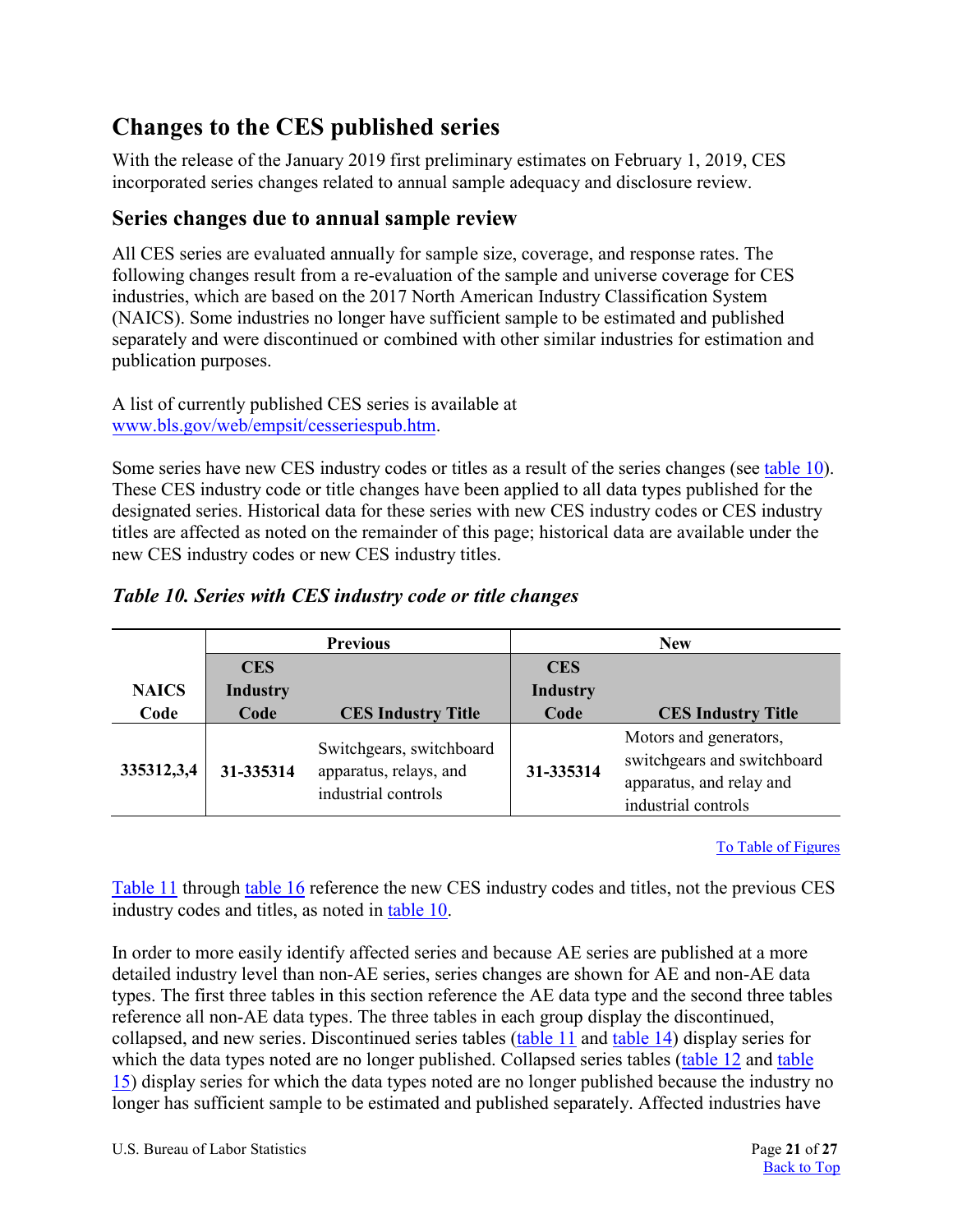## Changes to the CES published series

With the release of the January 2019 first preliminary estimates on February 1, 2019, CES incorporated series changes related to annual sample adequacy and disclosure review.

### Series changes due to annual sample review

All CES series are evaluated annually for sample size, coverage, and response rates. The following changes result from a re-evaluation of the sample and universe coverage for CES industries, which are based on the 2017 North American Industry Classification System (NAICS). Some industries no longer have sufficient sample to be estimated and published separately and were discontinued or combined with other similar industries for estimation and publication purposes.

A list of currently published CES series is available at www.bls.gov/web/empsit/cesseriespub.htm.

Some series have new CES industry codes or titles as a result of the series changes (see table 10). These CES industry code or title changes have been applied to all data types published for the designated series. Historical data for these series with new CES industry codes or CES industry titles are affected as noted on the remainder of this page; historical data are available under the new CES industry codes or new CES industry titles.

*Table 10. Series with CES industry code or title changes*

| | Previous | | New | |
|---|---|---|---|---|
| **NAICS Code** | **CES Industry Code** | **CES Industry Title** | **CES Industry Code** | **CES Industry Title** |
| **335312,3,4** | **31-335314** | Switchgears, switchboard apparatus, relays, and industrial controls | **31-335314** | Motors and generators, switchgears and switchboard apparatus, and relay and industrial controls |

To Table of Figures

Table 11 through table 16 reference the new CES industry codes and titles, not the previous CES industry codes and titles, as noted in table 10.

In order to more easily identify affected series and because AE series are published at a more detailed industry level than non-AE series, series changes are shown for AE and non-AE data types. The first three tables in this section reference the AE data type and the second three tables reference all non-AE data types. The three tables in each group display the discontinued, collapsed, and new series. Discontinued series tables (table 11 and table 14) display series for which the data types noted are no longer published. Collapsed series tables (table 12 and table 15) display series for which the data types noted are no longer published because the industry no longer has sufficient sample to be estimated and published separately. Affected industries have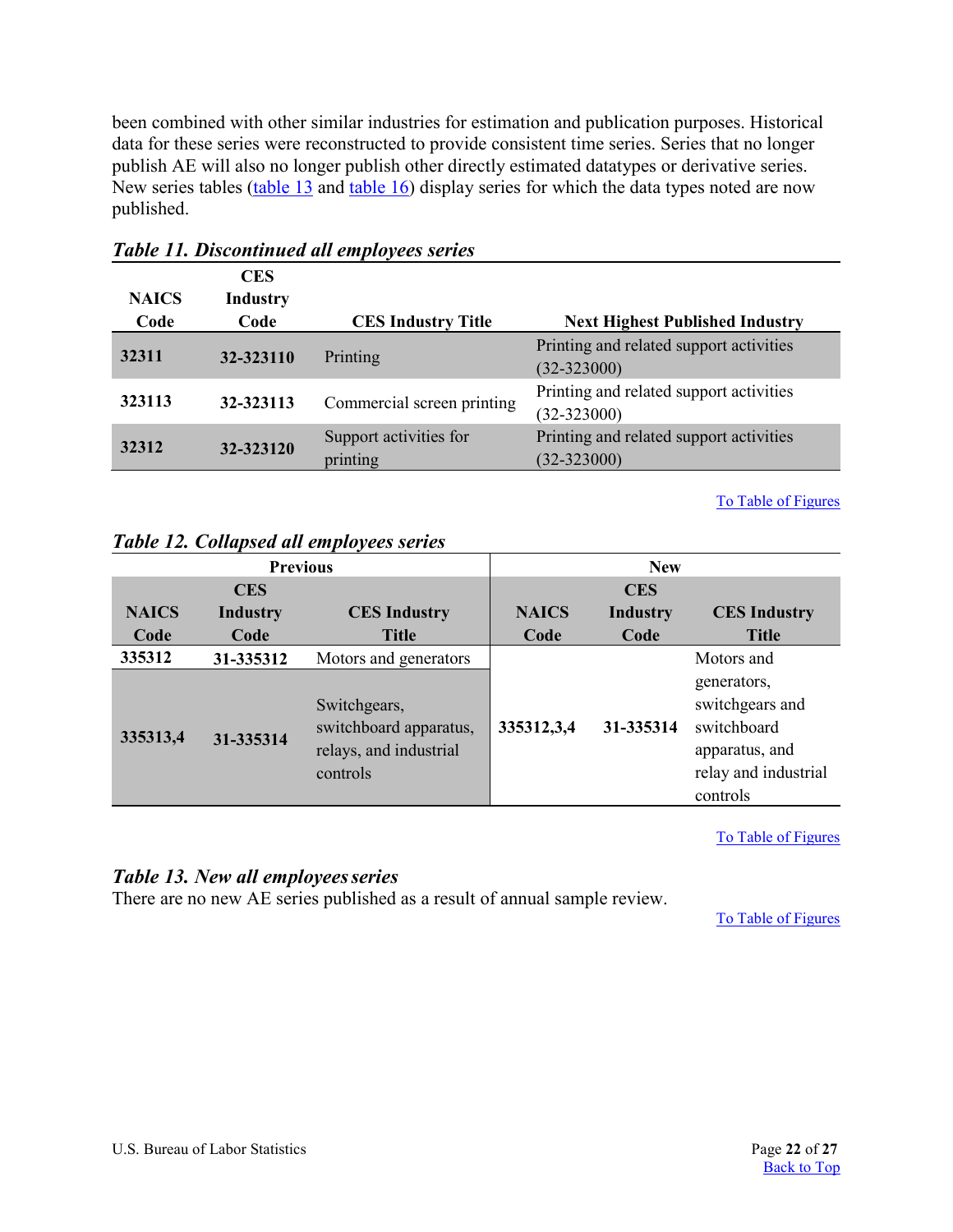been combined with other similar industries for estimation and publication purposes. Historical data for these series were reconstructed to provide consistent time series. Series that no longer publish AE will also no longer publish other directly estimated datatypes or derivative series. New series tables (table 13 and table 16) display series for which the data types noted are now published.

### *Table 11. Discontinued all employees series*

| NAICS Code | CES Industry Code | CES Industry Title | Next Highest Published Industry |
|---|---|---|---|
| **32311** | **32-323110** | Printing | Printing and related support activities (32-323000) |
| **323113** | **32-323113** | Commercial screen printing | Printing and related support activities (32-323000) |
| **32312** | **32-323120** | Support activities for printing | Printing and related support activities (32-323000) |

To Table of Figures

### *Table 12. Collapsed all employees series*

| Previous | | | New | | |
|---|---|---|---|---|---|
| **NAICS Code** | **CES Industry Code** | **CES Industry Title** | **NAICS Code** | **CES Industry Code** | **CES Industry Title** |
| **335312** | **31-335312** | Motors and generators | **335312,3,4** | **31-335314** | Motors and generators, switchgears and switchboard apparatus, and relay and industrial controls |
| **335313,4** | **31-335314** | Switchgears, switchboard apparatus, relays, and industrial controls | | | |

To Table of Figures

### *Table 13. New all employees series*

There are no new AE series published as a result of annual sample review.

To Table of Figures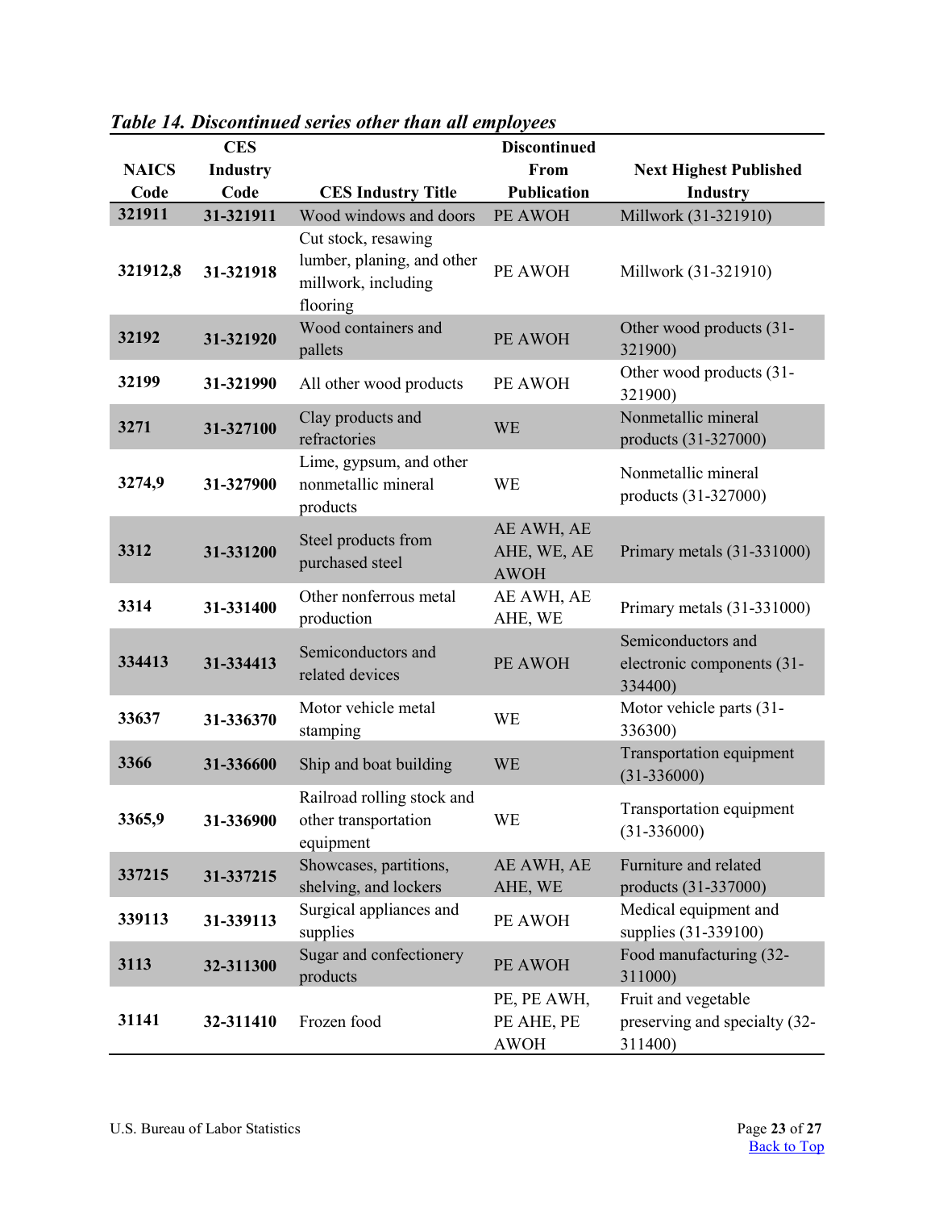***Table 14. Discontinued series other than all employees***

| NAICS Code | CES Industry Code | CES Industry Title | Discontinued From Publication | Next Highest Published Industry |
|---|---|---|---|---|
| 321911 | 31-321911 | Wood windows and doors | PE AWOH | Millwork (31-321910) |
| 321912,8 | 31-321918 | Cut stock, resawing lumber, planing, and other millwork, including flooring | PE AWOH | Millwork (31-321910) |
| 32192 | 31-321920 | Wood containers and pallets | PE AWOH | Other wood products (31-321900) |
| 32199 | 31-321990 | All other wood products | PE AWOH | Other wood products (31-321900) |
| 3271 | 31-327100 | Clay products and refractories | WE | Nonmetallic mineral products (31-327000) |
| 3274,9 | 31-327900 | Lime, gypsum, and other nonmetallic mineral products | WE | Nonmetallic mineral products (31-327000) |
| 3312 | 31-331200 | Steel products from purchased steel | AE AWH, AE AHE, WE, AE AWOH | Primary metals (31-331000) |
| 3314 | 31-331400 | Other nonferrous metal production | AE AWH, AE AHE, WE | Primary metals (31-331000) |
| 334413 | 31-334413 | Semiconductors and related devices | PE AWOH | Semiconductors and electronic components (31-334400) |
| 33637 | 31-336370 | Motor vehicle metal stamping | WE | Motor vehicle parts (31-336300) |
| 3366 | 31-336600 | Ship and boat building | WE | Transportation equipment (31-336000) |
| 3365,9 | 31-336900 | Railroad rolling stock and other transportation equipment | WE | Transportation equipment (31-336000) |
| 337215 | 31-337215 | Showcases, partitions, shelving, and lockers | AE AWH, AE AHE, WE | Furniture and related products (31-337000) |
| 339113 | 31-339113 | Surgical appliances and supplies | PE AWOH | Medical equipment and supplies (31-339100) |
| 3113 | 32-311300 | Sugar and confectionery products | PE AWOH | Food manufacturing (32-311000) |
| 31141 | 32-311410 | Frozen food | PE, PE AWH, PE AHE, PE AWOH | Fruit and vegetable preserving and specialty (32-311400) |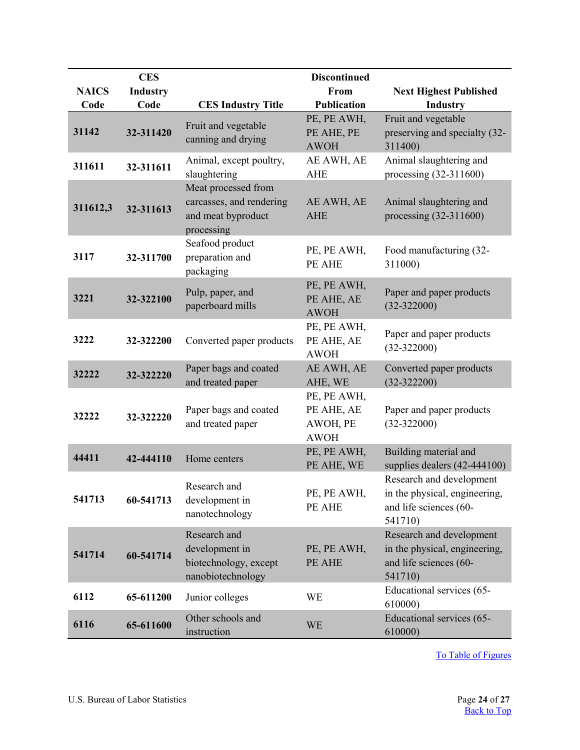| NAICS Code | CES Industry Code | CES Industry Title | Discontinued From Publication | Next Highest Published Industry |
|---|---|---|---|---|
| 31142 | 32-311420 | Fruit and vegetable canning and drying | PE, PE AWH, PE AHE, PE AWOH | Fruit and vegetable preserving and specialty (32-311400) |
| 311611 | 32-311611 | Animal, except poultry, slaughtering | AE AWH, AE AHE | Animal slaughtering and processing (32-311600) |
| 311612,3 | 32-311613 | Meat processed from carcasses, and rendering and meat byproduct processing | AE AWH, AE AHE | Animal slaughtering and processing (32-311600) |
| 3117 | 32-311700 | Seafood product preparation and packaging | PE, PE AWH, PE AHE | Food manufacturing (32-311000) |
| 3221 | 32-322100 | Pulp, paper, and paperboard mills | PE, PE AWH, PE AHE, AE AWOH | Paper and paper products (32-322000) |
| 3222 | 32-322200 | Converted paper products | PE, PE AWH, PE AHE, AE AWOH | Paper and paper products (32-322000) |
| 32222 | 32-322220 | Paper bags and coated and treated paper | AE AWH, AE AHE, WE | Converted paper products (32-322200) |
| 32222 | 32-322220 | Paper bags and coated and treated paper | PE, PE AWH, PE AHE, AE AWOH, PE AWOH | Paper and paper products (32-322000) |
| 44411 | 42-444110 | Home centers | PE, PE AWH, PE AHE, WE | Building material and supplies dealers (42-444100) |
| 541713 | 60-541713 | Research and development in nanotechnology | PE, PE AWH, PE AHE | Research and development in the physical, engineering, and life sciences (60-541710) |
| 541714 | 60-541714 | Research and development in biotechnology, except nanobiotechnology | PE, PE AWH, PE AHE | Research and development in the physical, engineering, and life sciences (60-541710) |
| 6112 | 65-611200 | Junior colleges | WE | Educational services (65-610000) |
| 6116 | 65-611600 | Other schools and instruction | WE | Educational services (65-610000) |

To Table of Figures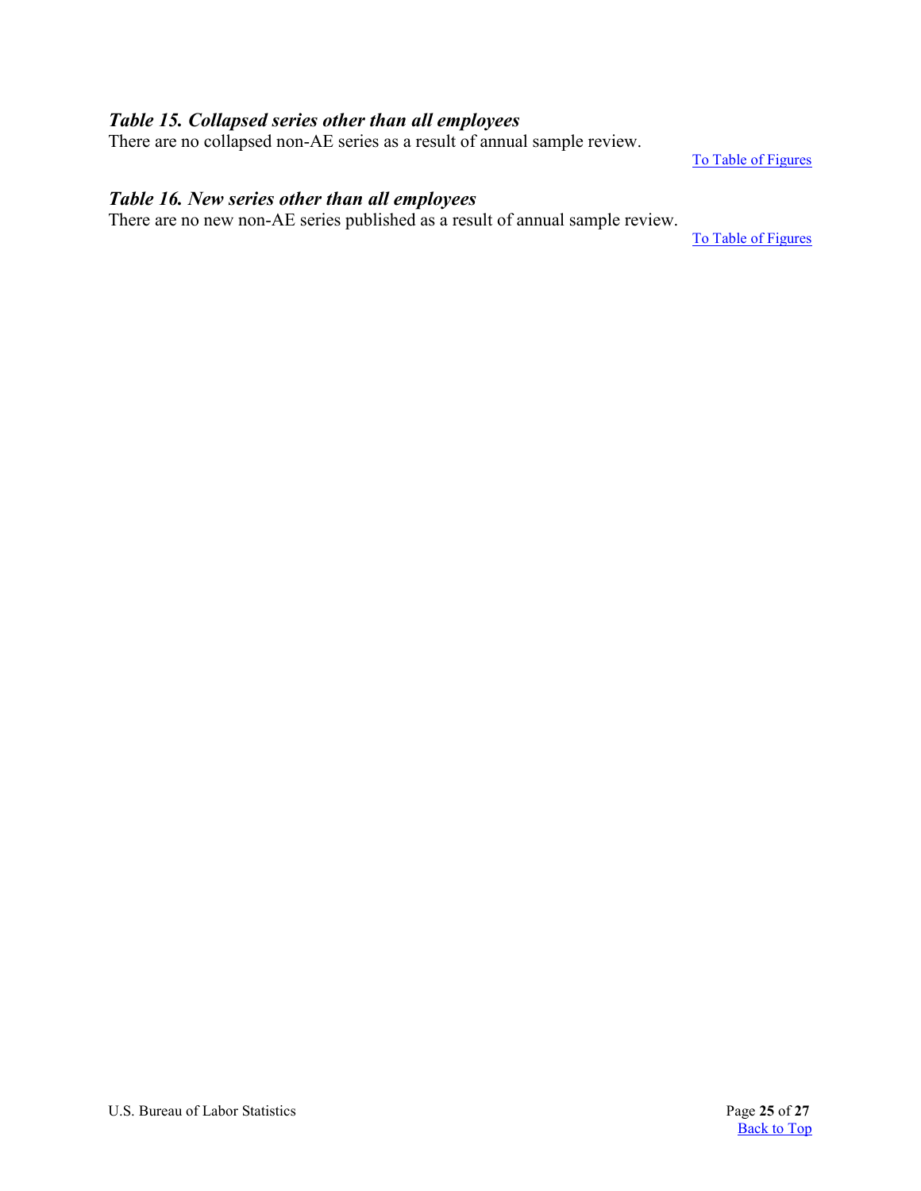### *Table 15. Collapsed series other than all employees*

There are no collapsed non-AE series as a result of annual sample review.

[To Table of Figures]

### *Table 16. New series other than all employees*

There are no new non-AE series published as a result of annual sample review.

[To Table of Figures]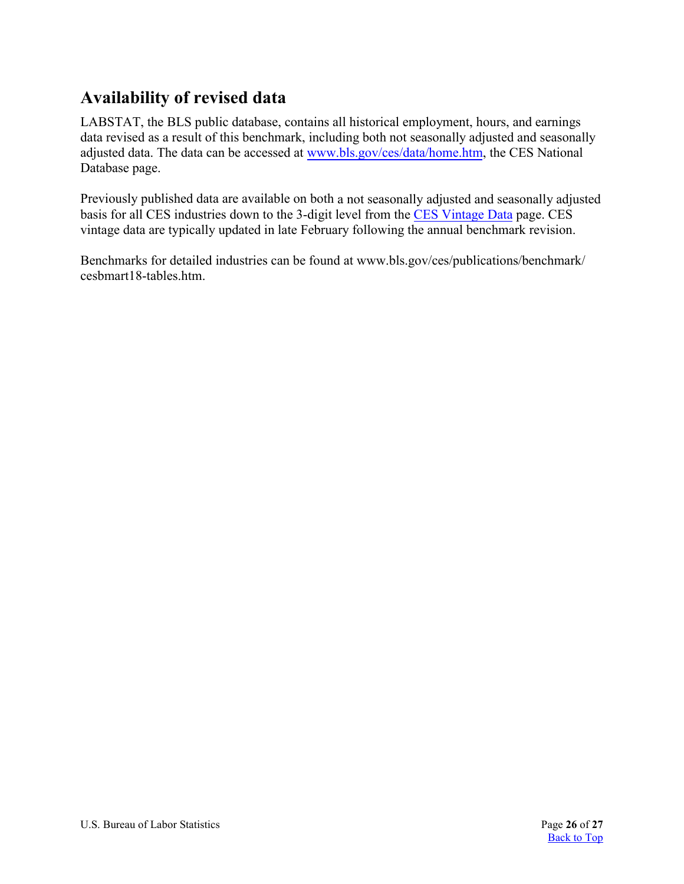## Availability of revised data

LABSTAT, the BLS public database, contains all historical employment, hours, and earnings data revised as a result of this benchmark, including both not seasonally adjusted and seasonally adjusted data. The data can be accessed at [www.bls.gov/ces/data/home.htm](www.bls.gov/ces/data/home.htm), the CES National Database page.

Previously published data are available on both a not seasonally adjusted and seasonally adjusted basis for all CES industries down to the 3-digit level from the CES Vintage Data page. CES vintage data are typically updated in late February following the annual benchmark revision.

Benchmarks for detailed industries can be found at www.bls.gov/ces/publications/benchmark/cesbmart18-tables.htm.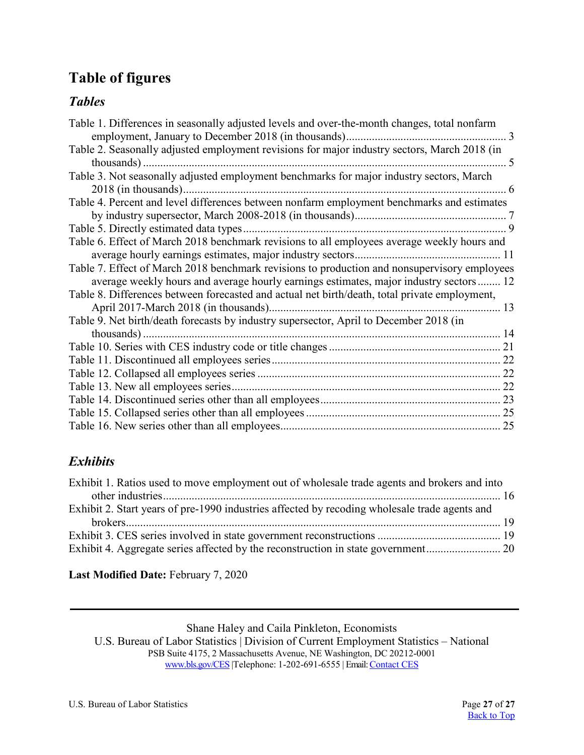# Table of figures

## *Tables*

Table 1. Differences in seasonally adjusted levels and over-the-month changes, total nonfarm employment, January to December 2018 (in thousands)........................................................ 3
Table 2. Seasonally adjusted employment revisions for major industry sectors, March 2018 (in thousands) .............................................................................................................. 5
Table 3. Not seasonally adjusted employment benchmarks for major industry sectors, March 2018 (in thousands)................................................................................................ 6
Table 4. Percent and level differences between nonfarm employment benchmarks and estimates by industry supersector, March 2008-2018 (in thousands)..................................................... 7
Table 5. Directly estimated data types........................................................................................... 9
Table 6. Effect of March 2018 benchmark revisions to all employees average weekly hours and average hourly earnings estimates, major industry sectors.................................................. 11
Table 7. Effect of March 2018 benchmark revisions to production and nonsupervisory employees average weekly hours and average hourly earnings estimates, major industry sectors........ 12
Table 8. Differences between forecasted and actual net birth/death, total private employment, April 2017-March 2018 (in thousands)................................................................................ 13
Table 9. Net birth/death forecasts by industry supersector, April to December 2018 (in thousands) ............................................................................................................ 14
Table 10. Series with CES industry code or title changes ........................................................... 21
Table 11. Discontinued all employees series............................................................................... 22
Table 12. Collapsed all employees series .................................................................................... 22
Table 13. New all employees series............................................................................................. 22
Table 14. Discontinued series other than all employees.............................................................. 23
Table 15. Collapsed series other than all employees ................................................................... 25
Table 16. New series other than all employees............................................................................ 25

## *Exhibits*

Exhibit 1. Ratios used to move employment out of wholesale trade agents and brokers and into other industries..................................................................................................... 16
Exhibit 2. Start years of pre-1990 industries affected by recoding wholesale trade agents and brokers..................................................................................................................... 19
Exhibit 3. CES series involved in state government reconstructions ........................................... 19
Exhibit 4. Aggregate series affected by the reconstruction in state government.......................... 20

**Last Modified Date:** February 7, 2020

---

Shane Haley and Caila Pinkleton, Economists
U.S. Bureau of Labor Statistics | Division of Current Employment Statistics – National
PSB Suite 4175, 2 Massachusetts Avenue, NE Washington, DC 20212-0001
[www.bls.gov/CES](www.bls.gov/CES) |Telephone: 1-202-691-6555 | Email: Contact CES

Back to Top